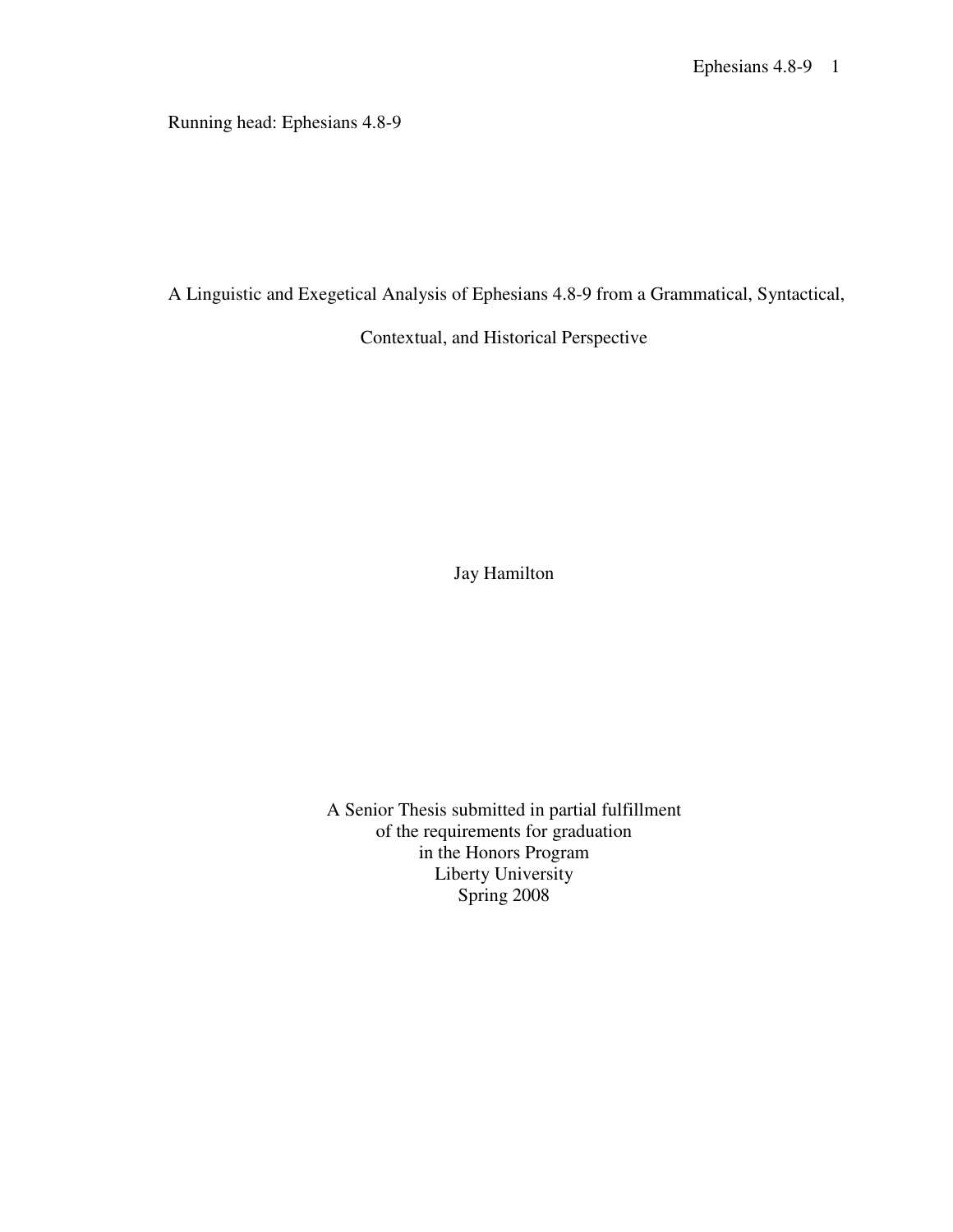Running head: Ephesians 4.8-9

# A Linguistic and Exegetical Analysis of Ephesians 4.8-9 from a Grammatical, Syntactical, Contextual, and Historical Perspective

Jay Hamilton

A Senior Thesis submitted in partial fulfillment
of the requirements for graduation
in the Honors Program
Liberty University
Spring 2008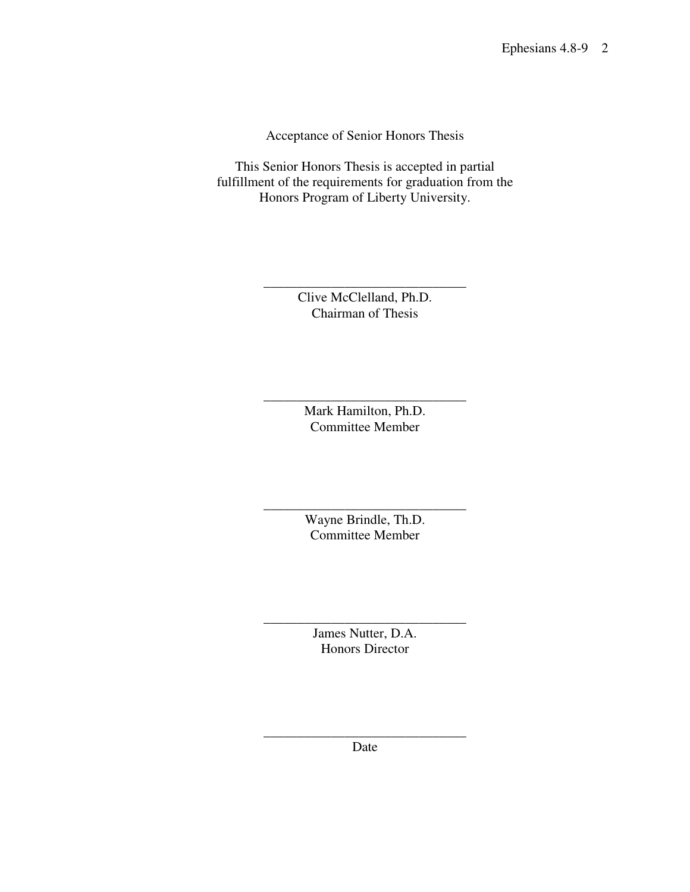Acceptance of Senior Honors Thesis

This Senior Honors Thesis is accepted in partial fulfillment of the requirements for graduation from the Honors Program of Liberty University.

______________________________
Clive McClelland, Ph.D.
Chairman of Thesis

______________________________
Mark Hamilton, Ph.D.
Committee Member

______________________________
Wayne Brindle, Th.D.
Committee Member

______________________________
James Nutter, D.A.
Honors Director

______________________________
Date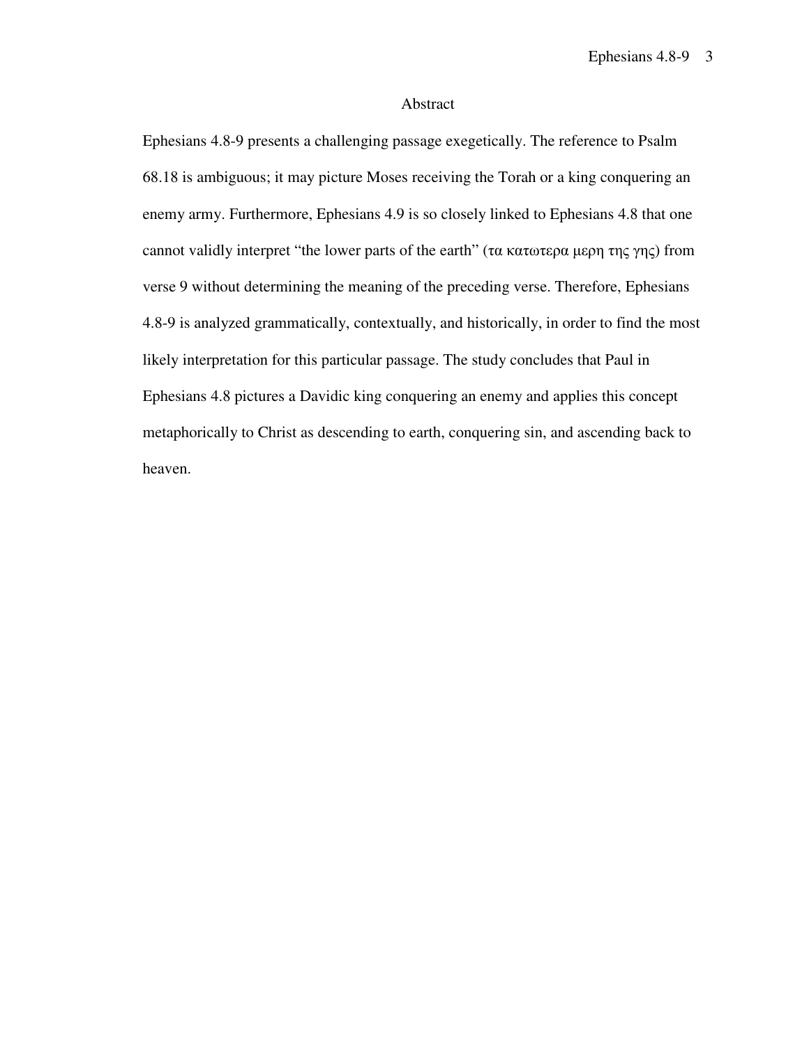# Abstract

Ephesians 4.8-9 presents a challenging passage exegetically. The reference to Psalm 68.18 is ambiguous; it may picture Moses receiving the Torah or a king conquering an enemy army. Furthermore, Ephesians 4.9 is so closely linked to Ephesians 4.8 that one cannot validly interpret "the lower parts of the earth" (τα κατωτερα μερη της γης) from verse 9 without determining the meaning of the preceding verse. Therefore, Ephesians 4.8-9 is analyzed grammatically, contextually, and historically, in order to find the most likely interpretation for this particular passage. The study concludes that Paul in Ephesians 4.8 pictures a Davidic king conquering an enemy and applies this concept metaphorically to Christ as descending to earth, conquering sin, and ascending back to heaven.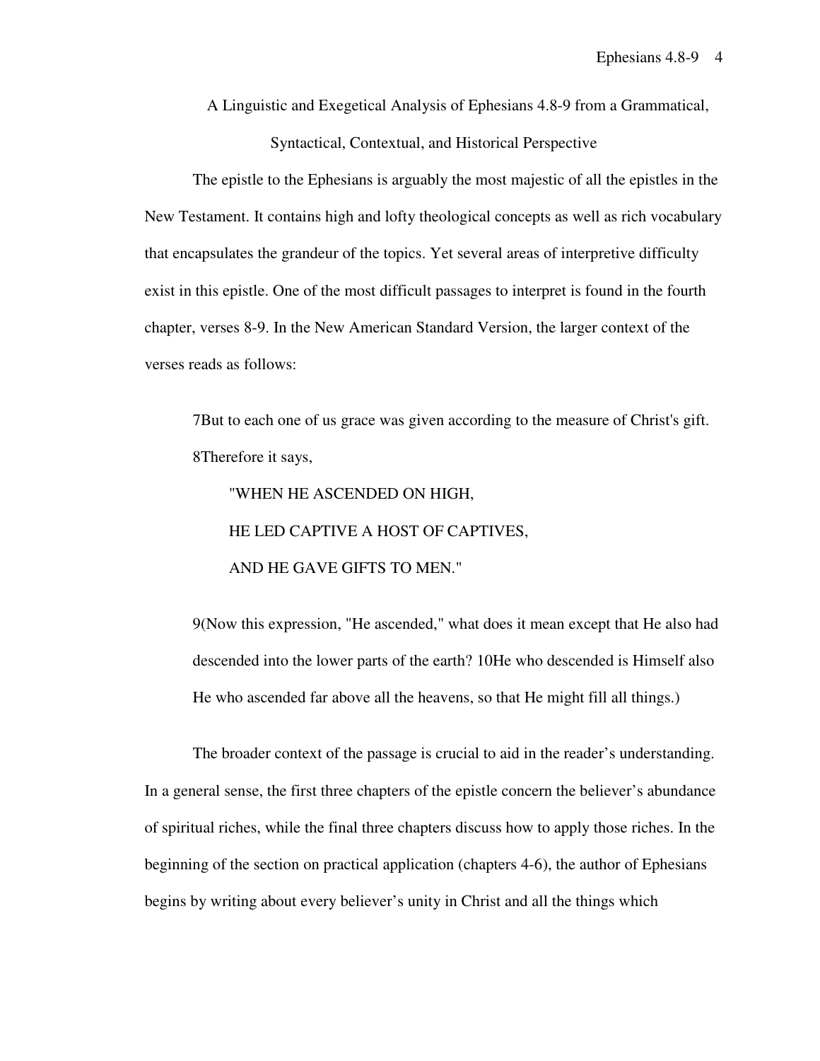# A Linguistic and Exegetical Analysis of Ephesians 4.8-9 from a Grammatical, Syntactical, Contextual, and Historical Perspective

The epistle to the Ephesians is arguably the most majestic of all the epistles in the New Testament. It contains high and lofty theological concepts as well as rich vocabulary that encapsulates the grandeur of the topics. Yet several areas of interpretive difficulty exist in this epistle. One of the most difficult passages to interpret is found in the fourth chapter, verses 8-9. In the New American Standard Version, the larger context of the verses reads as follows:

> 7But to each one of us grace was given according to the measure of Christ's gift. 8Therefore it says,
>
> "WHEN HE ASCENDED ON HIGH,
> HE LED CAPTIVE A HOST OF CAPTIVES,
> AND HE GAVE GIFTS TO MEN."
>
> 9(Now this expression, "He ascended," what does it mean except that He also had descended into the lower parts of the earth? 10He who descended is Himself also He who ascended far above all the heavens, so that He might fill all things.)

The broader context of the passage is crucial to aid in the reader's understanding. In a general sense, the first three chapters of the epistle concern the believer's abundance of spiritual riches, while the final three chapters discuss how to apply those riches. In the beginning of the section on practical application (chapters 4-6), the author of Ephesians begins by writing about every believer's unity in Christ and all the things which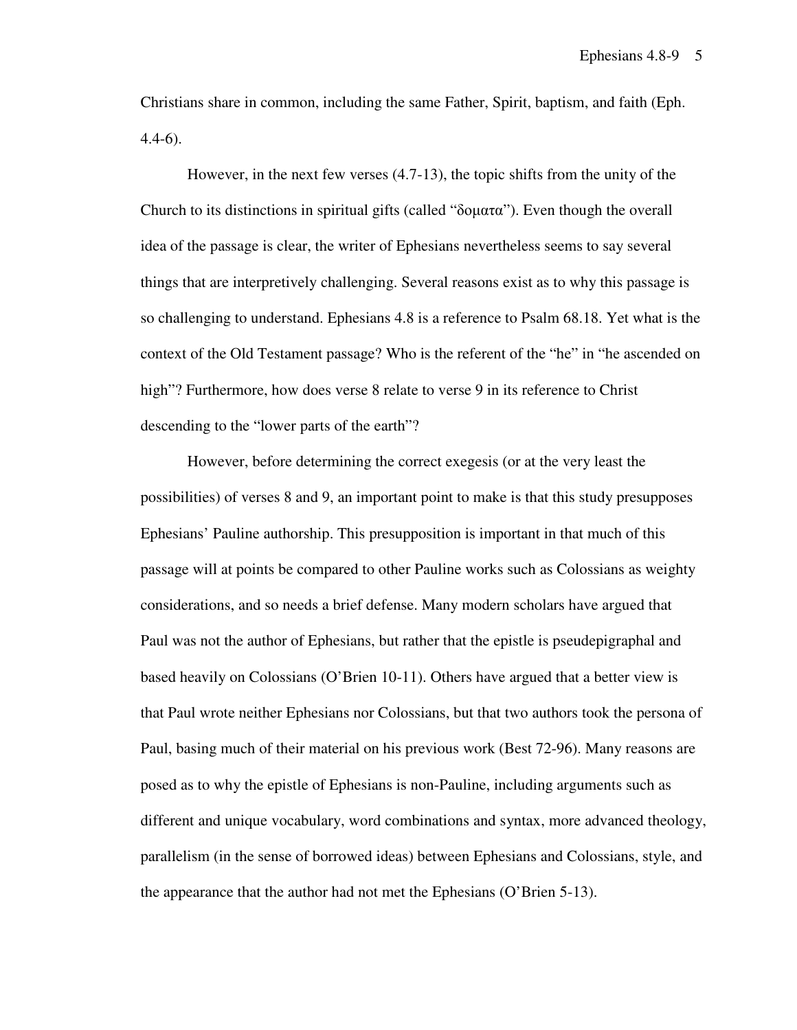Christians share in common, including the same Father, Spirit, baptism, and faith (Eph. 4.4-6).

However, in the next few verses (4.7-13), the topic shifts from the unity of the Church to its distinctions in spiritual gifts (called "δοματα"). Even though the overall idea of the passage is clear, the writer of Ephesians nevertheless seems to say several things that are interpretively challenging. Several reasons exist as to why this passage is so challenging to understand. Ephesians 4.8 is a reference to Psalm 68.18. Yet what is the context of the Old Testament passage? Who is the referent of the "he" in "he ascended on high"? Furthermore, how does verse 8 relate to verse 9 in its reference to Christ descending to the "lower parts of the earth"?

However, before determining the correct exegesis (or at the very least the possibilities) of verses 8 and 9, an important point to make is that this study presupposes Ephesians' Pauline authorship. This presupposition is important in that much of this passage will at points be compared to other Pauline works such as Colossians as weighty considerations, and so needs a brief defense. Many modern scholars have argued that Paul was not the author of Ephesians, but rather that the epistle is pseudepigraphal and based heavily on Colossians (O'Brien 10-11). Others have argued that a better view is that Paul wrote neither Ephesians nor Colossians, but that two authors took the persona of Paul, basing much of their material on his previous work (Best 72-96). Many reasons are posed as to why the epistle of Ephesians is non-Pauline, including arguments such as different and unique vocabulary, word combinations and syntax, more advanced theology, parallelism (in the sense of borrowed ideas) between Ephesians and Colossians, style, and the appearance that the author had not met the Ephesians (O'Brien 5-13).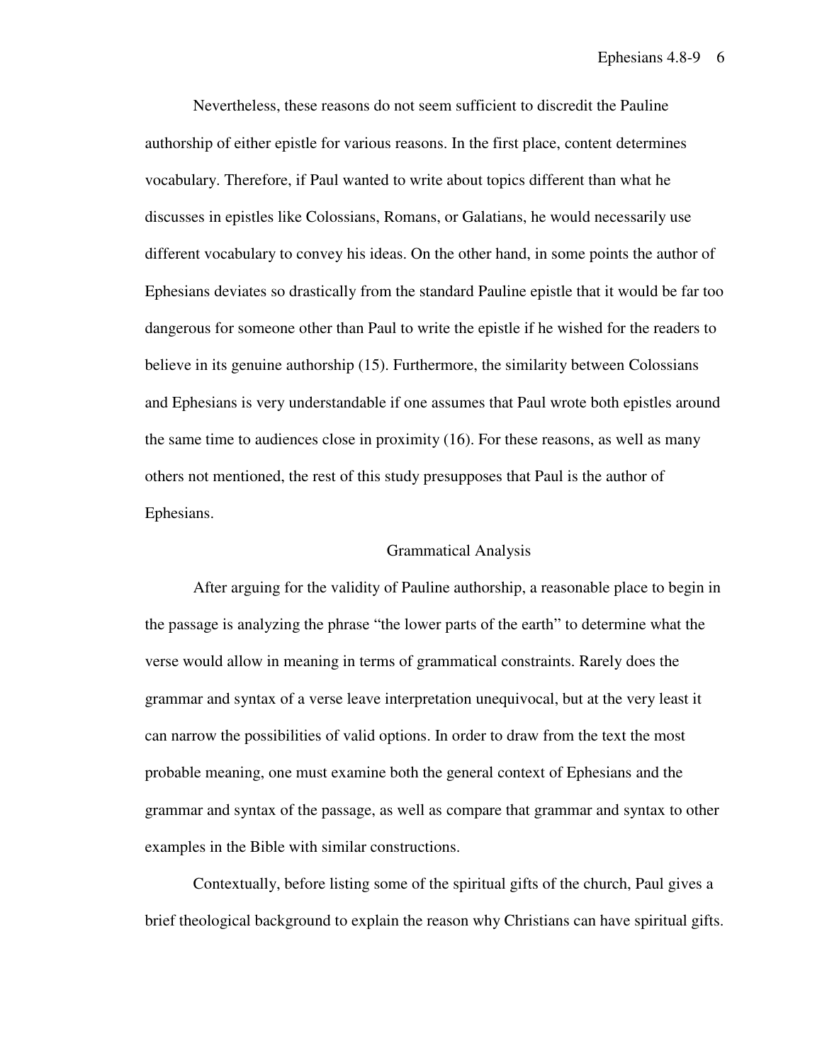Nevertheless, these reasons do not seem sufficient to discredit the Pauline authorship of either epistle for various reasons. In the first place, content determines vocabulary. Therefore, if Paul wanted to write about topics different than what he discusses in epistles like Colossians, Romans, or Galatians, he would necessarily use different vocabulary to convey his ideas. On the other hand, in some points the author of Ephesians deviates so drastically from the standard Pauline epistle that it would be far too dangerous for someone other than Paul to write the epistle if he wished for the readers to believe in its genuine authorship (15). Furthermore, the similarity between Colossians and Ephesians is very understandable if one assumes that Paul wrote both epistles around the same time to audiences close in proximity (16). For these reasons, as well as many others not mentioned, the rest of this study presupposes that Paul is the author of Ephesians.

## Grammatical Analysis

After arguing for the validity of Pauline authorship, a reasonable place to begin in the passage is analyzing the phrase "the lower parts of the earth" to determine what the verse would allow in meaning in terms of grammatical constraints. Rarely does the grammar and syntax of a verse leave interpretation unequivocal, but at the very least it can narrow the possibilities of valid options. In order to draw from the text the most probable meaning, one must examine both the general context of Ephesians and the grammar and syntax of the passage, as well as compare that grammar and syntax to other examples in the Bible with similar constructions.

Contextually, before listing some of the spiritual gifts of the church, Paul gives a brief theological background to explain the reason why Christians can have spiritual gifts.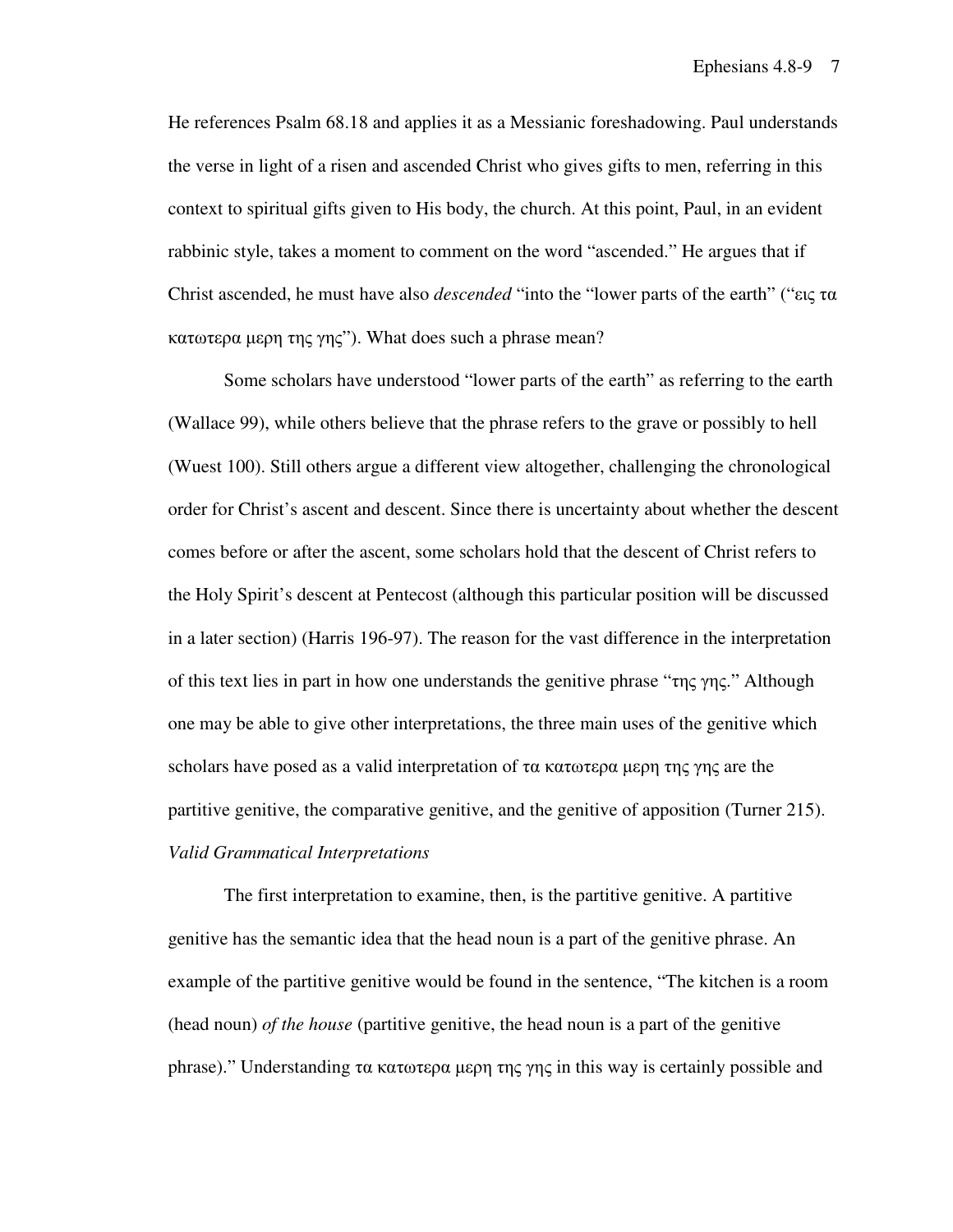He references Psalm 68.18 and applies it as a Messianic foreshadowing. Paul understands the verse in light of a risen and ascended Christ who gives gifts to men, referring in this context to spiritual gifts given to His body, the church. At this point, Paul, in an evident rabbinic style, takes a moment to comment on the word "ascended." He argues that if Christ ascended, he must have also *descended* "into the "lower parts of the earth" ("εις τα κατωτερα μερη της γης"). What does such a phrase mean?

Some scholars have understood "lower parts of the earth" as referring to the earth (Wallace 99), while others believe that the phrase refers to the grave or possibly to hell (Wuest 100). Still others argue a different view altogether, challenging the chronological order for Christ's ascent and descent. Since there is uncertainty about whether the descent comes before or after the ascent, some scholars hold that the descent of Christ refers to the Holy Spirit's descent at Pentecost (although this particular position will be discussed in a later section) (Harris 196-97). The reason for the vast difference in the interpretation of this text lies in part in how one understands the genitive phrase "της γης." Although one may be able to give other interpretations, the three main uses of the genitive which scholars have posed as a valid interpretation of τα κατωτερα μερη της γης are the partitive genitive, the comparative genitive, and the genitive of apposition (Turner 215).

*Valid Grammatical Interpretations*

The first interpretation to examine, then, is the partitive genitive. A partitive genitive has the semantic idea that the head noun is a part of the genitive phrase. An example of the partitive genitive would be found in the sentence, "The kitchen is a room (head noun) *of the house* (partitive genitive, the head noun is a part of the genitive phrase)." Understanding τα κατωτερα μερη της γης in this way is certainly possible and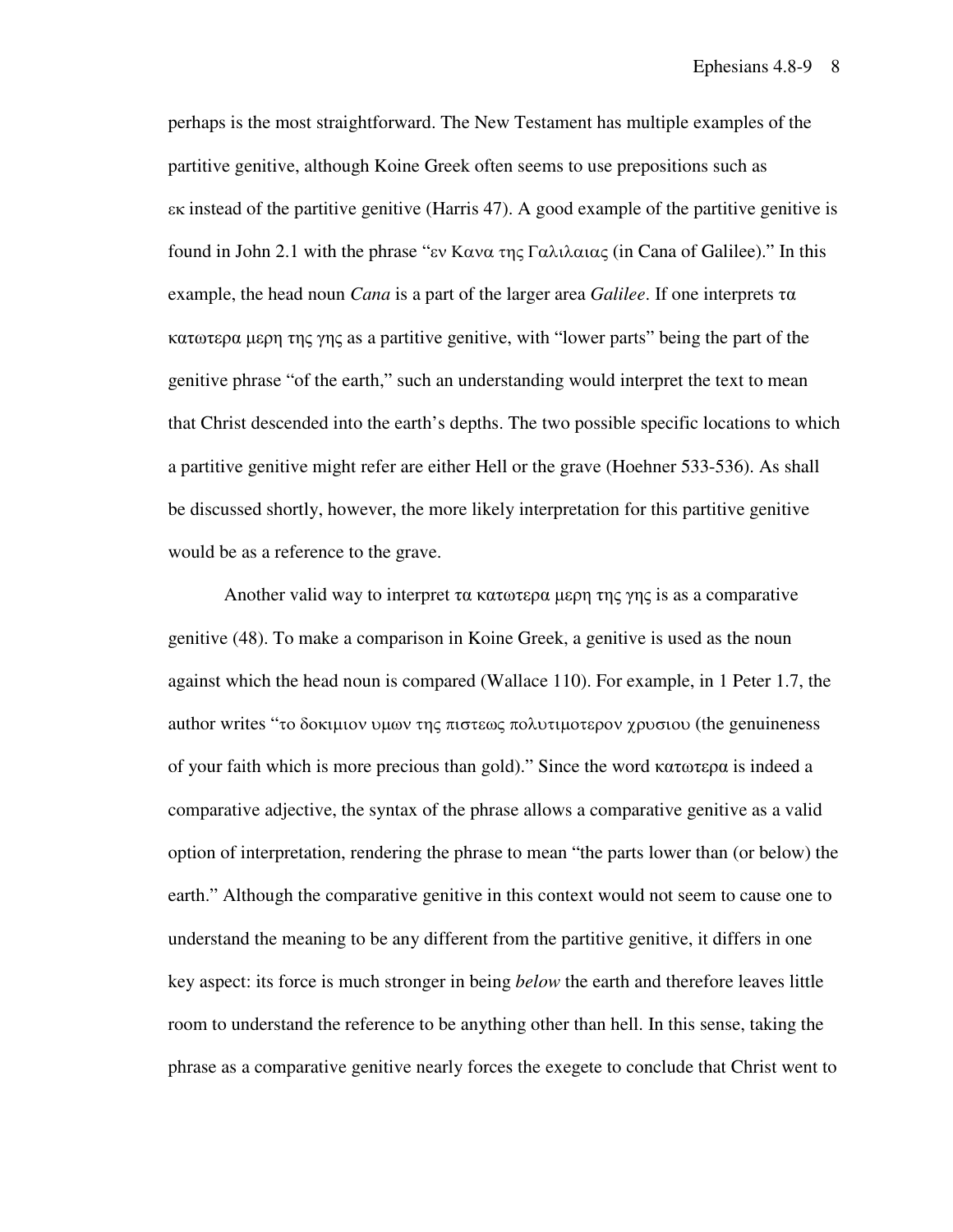perhaps is the most straightforward. The New Testament has multiple examples of the partitive genitive, although Koine Greek often seems to use prepositions such as εκ instead of the partitive genitive (Harris 47). A good example of the partitive genitive is found in John 2.1 with the phrase "εν Κανα της Γαλιλαιας (in Cana of Galilee)." In this example, the head noun *Cana* is a part of the larger area *Galilee*. If one interprets τα κατωτερα μερη της γης as a partitive genitive, with "lower parts" being the part of the genitive phrase "of the earth," such an understanding would interpret the text to mean that Christ descended into the earth's depths. The two possible specific locations to which a partitive genitive might refer are either Hell or the grave (Hoehner 533-536). As shall be discussed shortly, however, the more likely interpretation for this partitive genitive would be as a reference to the grave.

Another valid way to interpret τα κατωτερα μερη της γης is as a comparative genitive (48). To make a comparison in Koine Greek, a genitive is used as the noun against which the head noun is compared (Wallace 110). For example, in 1 Peter 1.7, the author writes "το δοκιμιον υμων της πιστεως πολυτιμοτερον χρυσιου (the genuineness of your faith which is more precious than gold)." Since the word κατωτερα is indeed a comparative adjective, the syntax of the phrase allows a comparative genitive as a valid option of interpretation, rendering the phrase to mean "the parts lower than (or below) the earth." Although the comparative genitive in this context would not seem to cause one to understand the meaning to be any different from the partitive genitive, it differs in one key aspect: its force is much stronger in being *below* the earth and therefore leaves little room to understand the reference to be anything other than hell. In this sense, taking the phrase as a comparative genitive nearly forces the exegete to conclude that Christ went to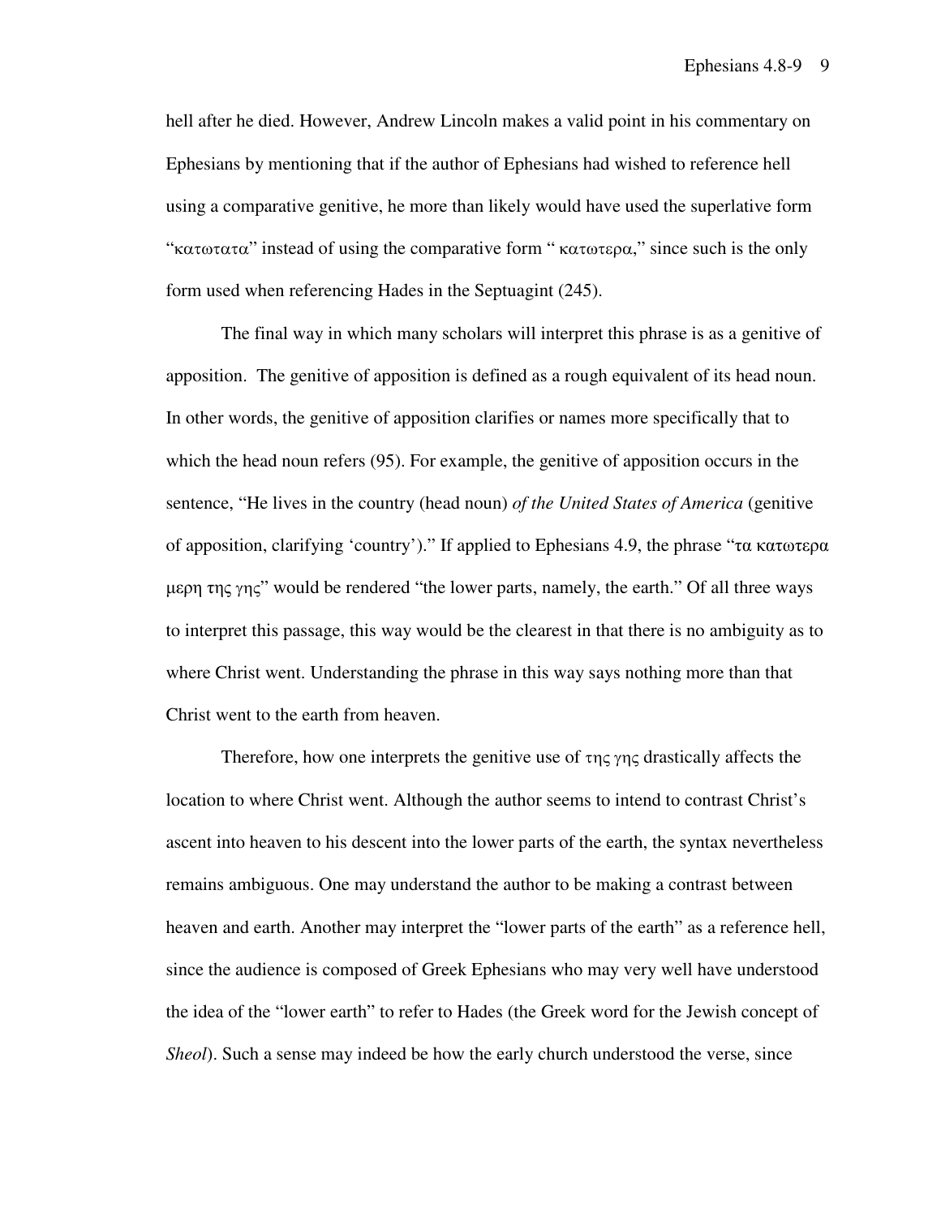hell after he died. However, Andrew Lincoln makes a valid point in his commentary on Ephesians by mentioning that if the author of Ephesians had wished to reference hell using a comparative genitive, he more than likely would have used the superlative form "κατωτατα" instead of using the comparative form " κατωτερα," since such is the only form used when referencing Hades in the Septuagint (245).

The final way in which many scholars will interpret this phrase is as a genitive of apposition. The genitive of apposition is defined as a rough equivalent of its head noun. In other words, the genitive of apposition clarifies or names more specifically that to which the head noun refers (95). For example, the genitive of apposition occurs in the sentence, "He lives in the country (head noun) *of the United States of America* (genitive of apposition, clarifying 'country')." If applied to Ephesians 4.9, the phrase "τα κατωτερα μερη της γης" would be rendered "the lower parts, namely, the earth." Of all three ways to interpret this passage, this way would be the clearest in that there is no ambiguity as to where Christ went. Understanding the phrase in this way says nothing more than that Christ went to the earth from heaven.

Therefore, how one interprets the genitive use of της γης drastically affects the location to where Christ went. Although the author seems to intend to contrast Christ's ascent into heaven to his descent into the lower parts of the earth, the syntax nevertheless remains ambiguous. One may understand the author to be making a contrast between heaven and earth. Another may interpret the "lower parts of the earth" as a reference hell, since the audience is composed of Greek Ephesians who may very well have understood the idea of the "lower earth" to refer to Hades (the Greek word for the Jewish concept of *Sheol*). Such a sense may indeed be how the early church understood the verse, since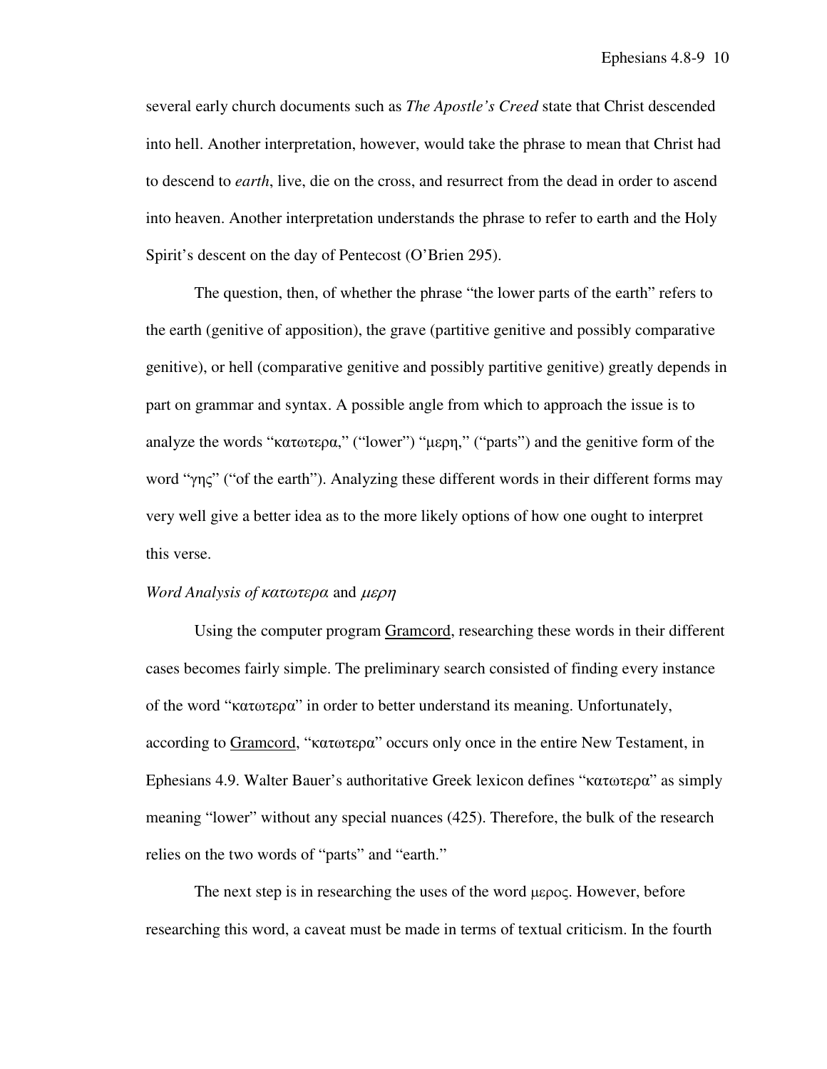several early church documents such as *The Apostle's Creed* state that Christ descended into hell. Another interpretation, however, would take the phrase to mean that Christ had to descend to *earth*, live, die on the cross, and resurrect from the dead in order to ascend into heaven. Another interpretation understands the phrase to refer to earth and the Holy Spirit's descent on the day of Pentecost (O'Brien 295).

The question, then, of whether the phrase "the lower parts of the earth" refers to the earth (genitive of apposition), the grave (partitive genitive and possibly comparative genitive), or hell (comparative genitive and possibly partitive genitive) greatly depends in part on grammar and syntax. A possible angle from which to approach the issue is to analyze the words "κατωτερα," ("lower") "μερη," ("parts") and the genitive form of the word "γης" ("of the earth"). Analyzing these different words in their different forms may very well give a better idea as to the more likely options of how one ought to interpret this verse.

*Word Analysis of κατωτερα and μερη*

Using the computer program Gramcord, researching these words in their different cases becomes fairly simple. The preliminary search consisted of finding every instance of the word "κατωτερα" in order to better understand its meaning. Unfortunately, according to Gramcord, "κατωτερα" occurs only once in the entire New Testament, in Ephesians 4.9. Walter Bauer's authoritative Greek lexicon defines "κατωτερα" as simply meaning "lower" without any special nuances (425). Therefore, the bulk of the research relies on the two words of "parts" and "earth."

The next step is in researching the uses of the word μερος. However, before researching this word, a caveat must be made in terms of textual criticism. In the fourth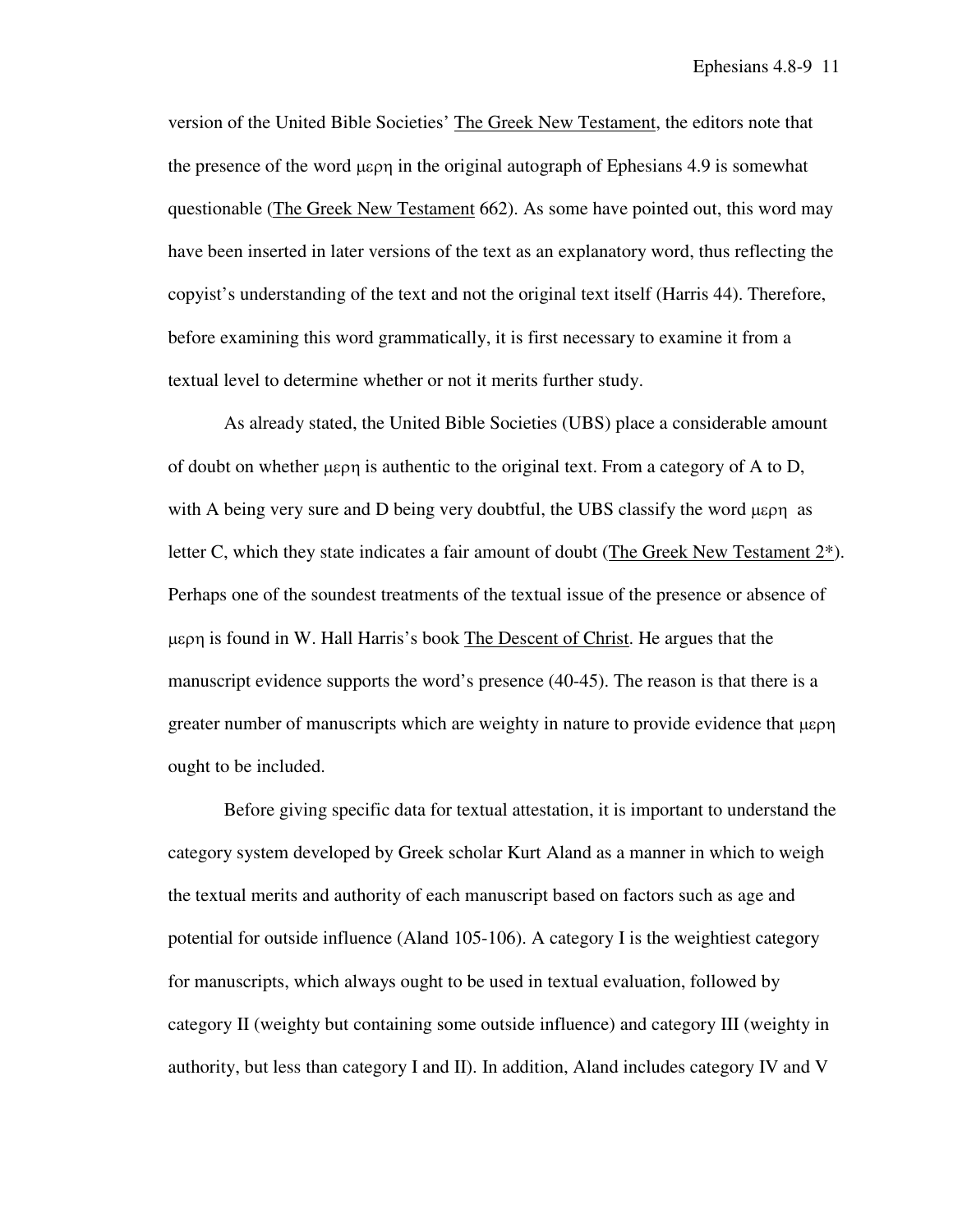version of the United Bible Societies' The Greek New Testament, the editors note that the presence of the word μερη in the original autograph of Ephesians 4.9 is somewhat questionable (The Greek New Testament 662). As some have pointed out, this word may have been inserted in later versions of the text as an explanatory word, thus reflecting the copyist's understanding of the text and not the original text itself (Harris 44). Therefore, before examining this word grammatically, it is first necessary to examine it from a textual level to determine whether or not it merits further study.

As already stated, the United Bible Societies (UBS) place a considerable amount of doubt on whether μερη is authentic to the original text. From a category of A to D, with A being very sure and D being very doubtful, the UBS classify the word μερη as letter C, which they state indicates a fair amount of doubt (The Greek New Testament 2*). Perhaps one of the soundest treatments of the textual issue of the presence or absence of μερη is found in W. Hall Harris's book The Descent of Christ. He argues that the manuscript evidence supports the word's presence (40-45). The reason is that there is a greater number of manuscripts which are weighty in nature to provide evidence that μερη ought to be included.

Before giving specific data for textual attestation, it is important to understand the category system developed by Greek scholar Kurt Aland as a manner in which to weigh the textual merits and authority of each manuscript based on factors such as age and potential for outside influence (Aland 105-106). A category I is the weightiest category for manuscripts, which always ought to be used in textual evaluation, followed by category II (weighty but containing some outside influence) and category III (weighty in authority, but less than category I and II). In addition, Aland includes category IV and V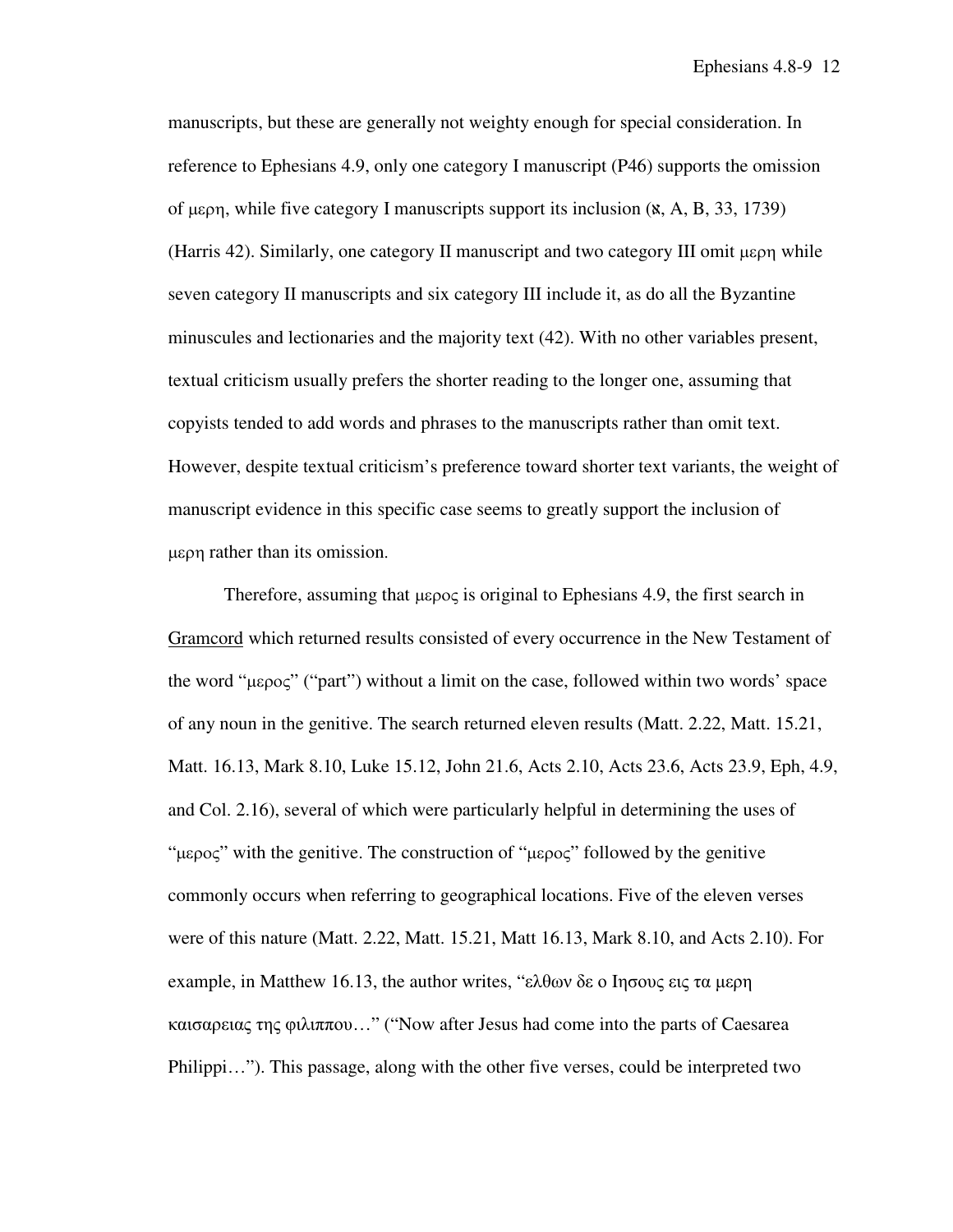manuscripts, but these are generally not weighty enough for special consideration. In reference to Ephesians 4.9, only one category I manuscript (P46) supports the omission of μερη, while five category I manuscripts support its inclusion (ℵ, A, B, 33, 1739) (Harris 42). Similarly, one category II manuscript and two category III omit μερη while seven category II manuscripts and six category III include it, as do all the Byzantine minuscules and lectionaries and the majority text (42). With no other variables present, textual criticism usually prefers the shorter reading to the longer one, assuming that copyists tended to add words and phrases to the manuscripts rather than omit text. However, despite textual criticism's preference toward shorter text variants, the weight of manuscript evidence in this specific case seems to greatly support the inclusion of μερη rather than its omission.

Therefore, assuming that μερος is original to Ephesians 4.9, the first search in Gramcord which returned results consisted of every occurrence in the New Testament of the word "μερος" ("part") without a limit on the case, followed within two words' space of any noun in the genitive. The search returned eleven results (Matt. 2.22, Matt. 15.21, Matt. 16.13, Mark 8.10, Luke 15.12, John 21.6, Acts 2.10, Acts 23.6, Acts 23.9, Eph, 4.9, and Col. 2.16), several of which were particularly helpful in determining the uses of "μερος" with the genitive. The construction of "μερος" followed by the genitive commonly occurs when referring to geographical locations. Five of the eleven verses were of this nature (Matt. 2.22, Matt. 15.21, Matt 16.13, Mark 8.10, and Acts 2.10). For example, in Matthew 16.13, the author writes, "ελθων δε ο Ιησους εις τα μερη καισαρειας της φιλιππου…" ("Now after Jesus had come into the parts of Caesarea Philippi…"). This passage, along with the other five verses, could be interpreted two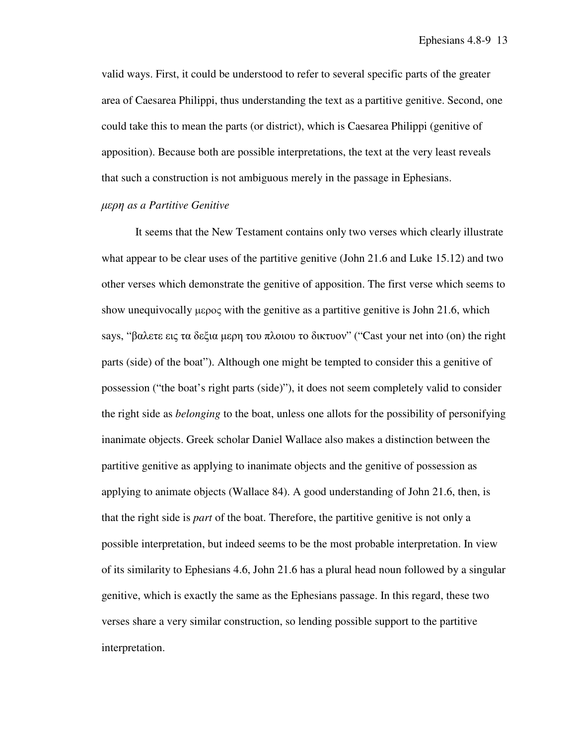valid ways. First, it could be understood to refer to several specific parts of the greater area of Caesarea Philippi, thus understanding the text as a partitive genitive. Second, one could take this to mean the parts (or district), which is Caesarea Philippi (genitive of apposition). Because both are possible interpretations, the text at the very least reveals that such a construction is not ambiguous merely in the passage in Ephesians.

*μερη as a Partitive Genitive*

It seems that the New Testament contains only two verses which clearly illustrate what appear to be clear uses of the partitive genitive (John 21.6 and Luke 15.12) and two other verses which demonstrate the genitive of apposition. The first verse which seems to show unequivocally μερος with the genitive as a partitive genitive is John 21.6, which says, "βαλετε εις τα δεξια μερη του πλοιου το δικτυον" ("Cast your net into (on) the right parts (side) of the boat"). Although one might be tempted to consider this a genitive of possession ("the boat's right parts (side)"), it does not seem completely valid to consider the right side as *belonging* to the boat, unless one allots for the possibility of personifying inanimate objects. Greek scholar Daniel Wallace also makes a distinction between the partitive genitive as applying to inanimate objects and the genitive of possession as applying to animate objects (Wallace 84). A good understanding of John 21.6, then, is that the right side is *part* of the boat. Therefore, the partitive genitive is not only a possible interpretation, but indeed seems to be the most probable interpretation. In view of its similarity to Ephesians 4.6, John 21.6 has a plural head noun followed by a singular genitive, which is exactly the same as the Ephesians passage. In this regard, these two verses share a very similar construction, so lending possible support to the partitive interpretation.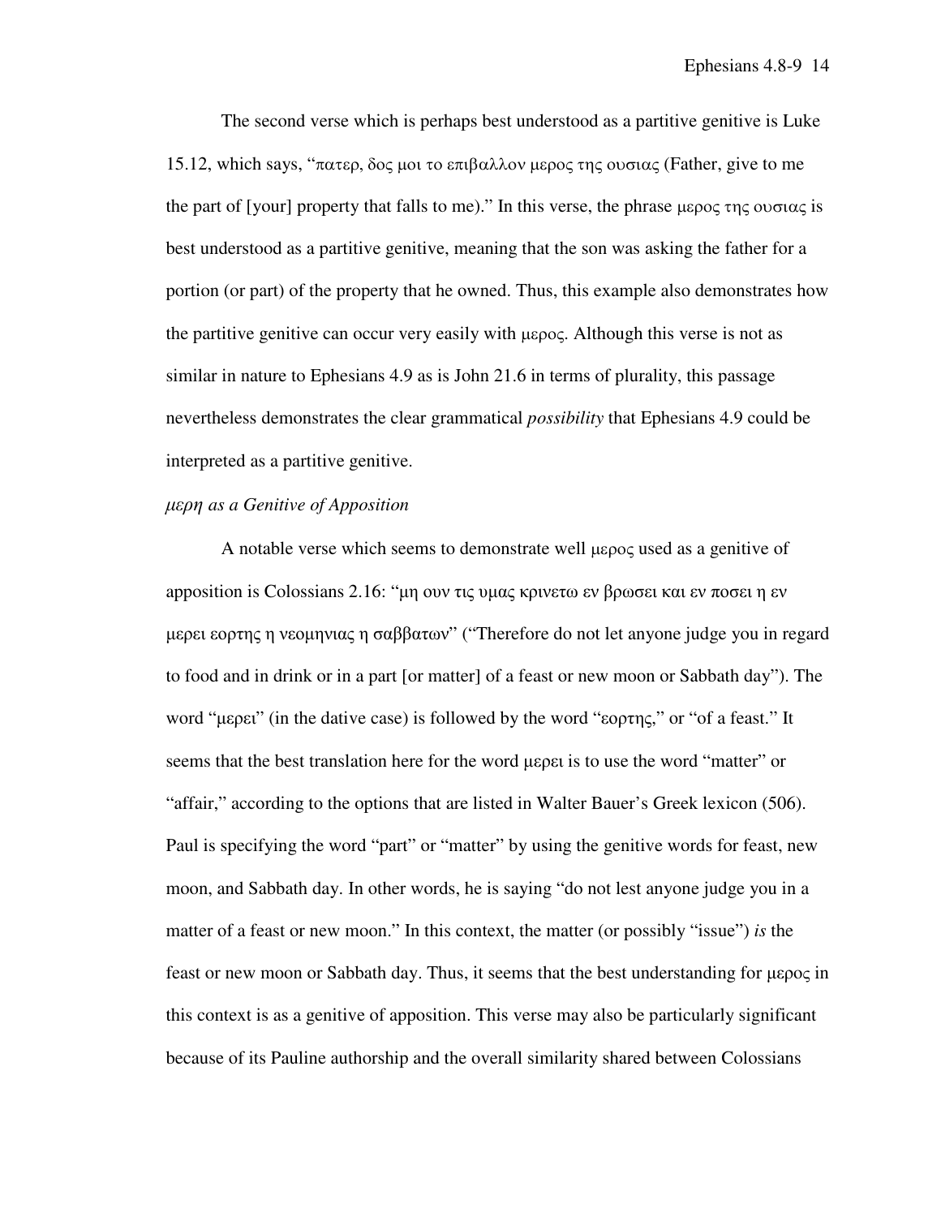The second verse which is perhaps best understood as a partitive genitive is Luke 15.12, which says, "πατερ, δος μοι το επιβαλλον μερος της ουσιας (Father, give to me the part of [your] property that falls to me)." In this verse, the phrase μερος της ουσιας is best understood as a partitive genitive, meaning that the son was asking the father for a portion (or part) of the property that he owned. Thus, this example also demonstrates how the partitive genitive can occur very easily with μερος. Although this verse is not as similar in nature to Ephesians 4.9 as is John 21.6 in terms of plurality, this passage nevertheless demonstrates the clear grammatical *possibility* that Ephesians 4.9 could be interpreted as a partitive genitive.

*μερη as a Genitive of Apposition*

A notable verse which seems to demonstrate well μερος used as a genitive of apposition is Colossians 2.16: "μη ουν τις υμας κρινετω εν βρωσει και εν ποσει η εν μερει εορτης η νεομηνιας η σαββατων" ("Therefore do not let anyone judge you in regard to food and in drink or in a part [or matter] of a feast or new moon or Sabbath day"). The word "μερει" (in the dative case) is followed by the word "εορτης," or "of a feast." It seems that the best translation here for the word μερει is to use the word "matter" or "affair," according to the options that are listed in Walter Bauer's Greek lexicon (506). Paul is specifying the word "part" or "matter" by using the genitive words for feast, new moon, and Sabbath day. In other words, he is saying "do not lest anyone judge you in a matter of a feast or new moon." In this context, the matter (or possibly "issue") *is* the feast or new moon or Sabbath day. Thus, it seems that the best understanding for μερος in this context is as a genitive of apposition. This verse may also be particularly significant because of its Pauline authorship and the overall similarity shared between Colossians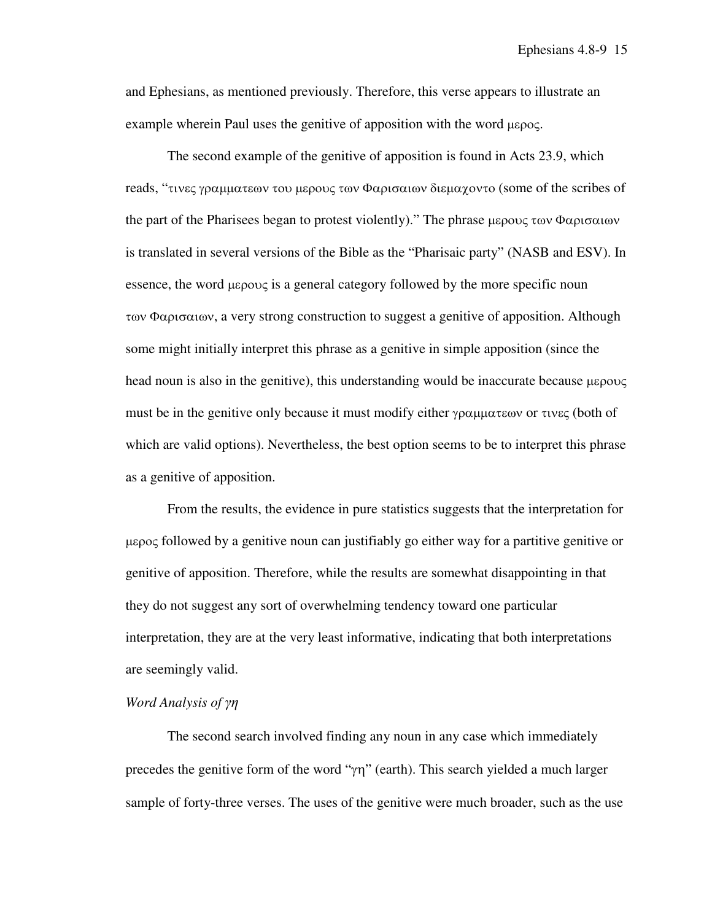and Ephesians, as mentioned previously. Therefore, this verse appears to illustrate an example wherein Paul uses the genitive of apposition with the word μερος.

The second example of the genitive of apposition is found in Acts 23.9, which reads, "τινες γραμματεων του μερους των Φαρισαιων διεμαχοντο (some of the scribes of the part of the Pharisees began to protest violently)." The phrase μερους των Φαρισαιων is translated in several versions of the Bible as the "Pharisaic party" (NASB and ESV). In essence, the word μερους is a general category followed by the more specific noun των Φαρισαιων, a very strong construction to suggest a genitive of apposition. Although some might initially interpret this phrase as a genitive in simple apposition (since the head noun is also in the genitive), this understanding would be inaccurate because μερους must be in the genitive only because it must modify either γραμματεων or τινες (both of which are valid options). Nevertheless, the best option seems to be to interpret this phrase as a genitive of apposition.

From the results, the evidence in pure statistics suggests that the interpretation for μερος followed by a genitive noun can justifiably go either way for a partitive genitive or genitive of apposition. Therefore, while the results are somewhat disappointing in that they do not suggest any sort of overwhelming tendency toward one particular interpretation, they are at the very least informative, indicating that both interpretations are seemingly valid.

*Word Analysis of γη*

The second search involved finding any noun in any case which immediately precedes the genitive form of the word "γη" (earth). This search yielded a much larger sample of forty-three verses. The uses of the genitive were much broader, such as the use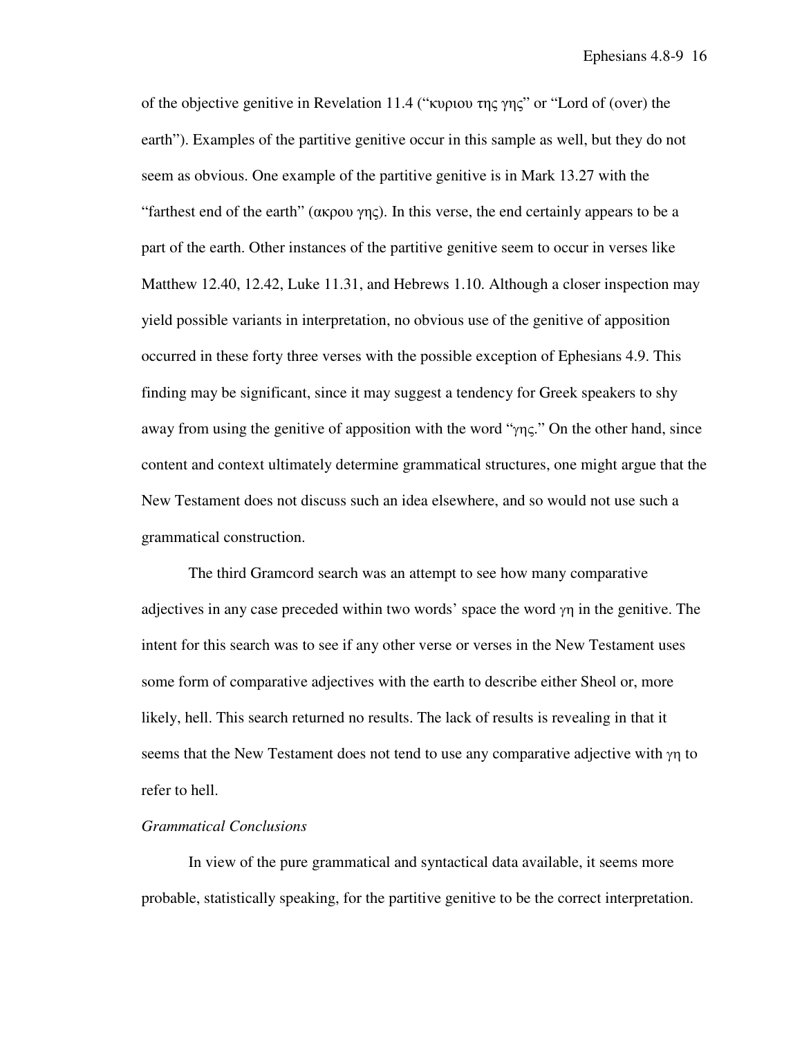of the objective genitive in Revelation 11.4 ("κυριου της γης" or "Lord of (over) the earth"). Examples of the partitive genitive occur in this sample as well, but they do not seem as obvious. One example of the partitive genitive is in Mark 13.27 with the "farthest end of the earth" (ακρου γης). In this verse, the end certainly appears to be a part of the earth. Other instances of the partitive genitive seem to occur in verses like Matthew 12.40, 12.42, Luke 11.31, and Hebrews 1.10. Although a closer inspection may yield possible variants in interpretation, no obvious use of the genitive of apposition occurred in these forty three verses with the possible exception of Ephesians 4.9. This finding may be significant, since it may suggest a tendency for Greek speakers to shy away from using the genitive of apposition with the word "γης." On the other hand, since content and context ultimately determine grammatical structures, one might argue that the New Testament does not discuss such an idea elsewhere, and so would not use such a grammatical construction.

The third Gramcord search was an attempt to see how many comparative adjectives in any case preceded within two words' space the word γη in the genitive. The intent for this search was to see if any other verse or verses in the New Testament uses some form of comparative adjectives with the earth to describe either Sheol or, more likely, hell. This search returned no results. The lack of results is revealing in that it seems that the New Testament does not tend to use any comparative adjective with γη to refer to hell.

*Grammatical Conclusions*

In view of the pure grammatical and syntactical data available, it seems more probable, statistically speaking, for the partitive genitive to be the correct interpretation.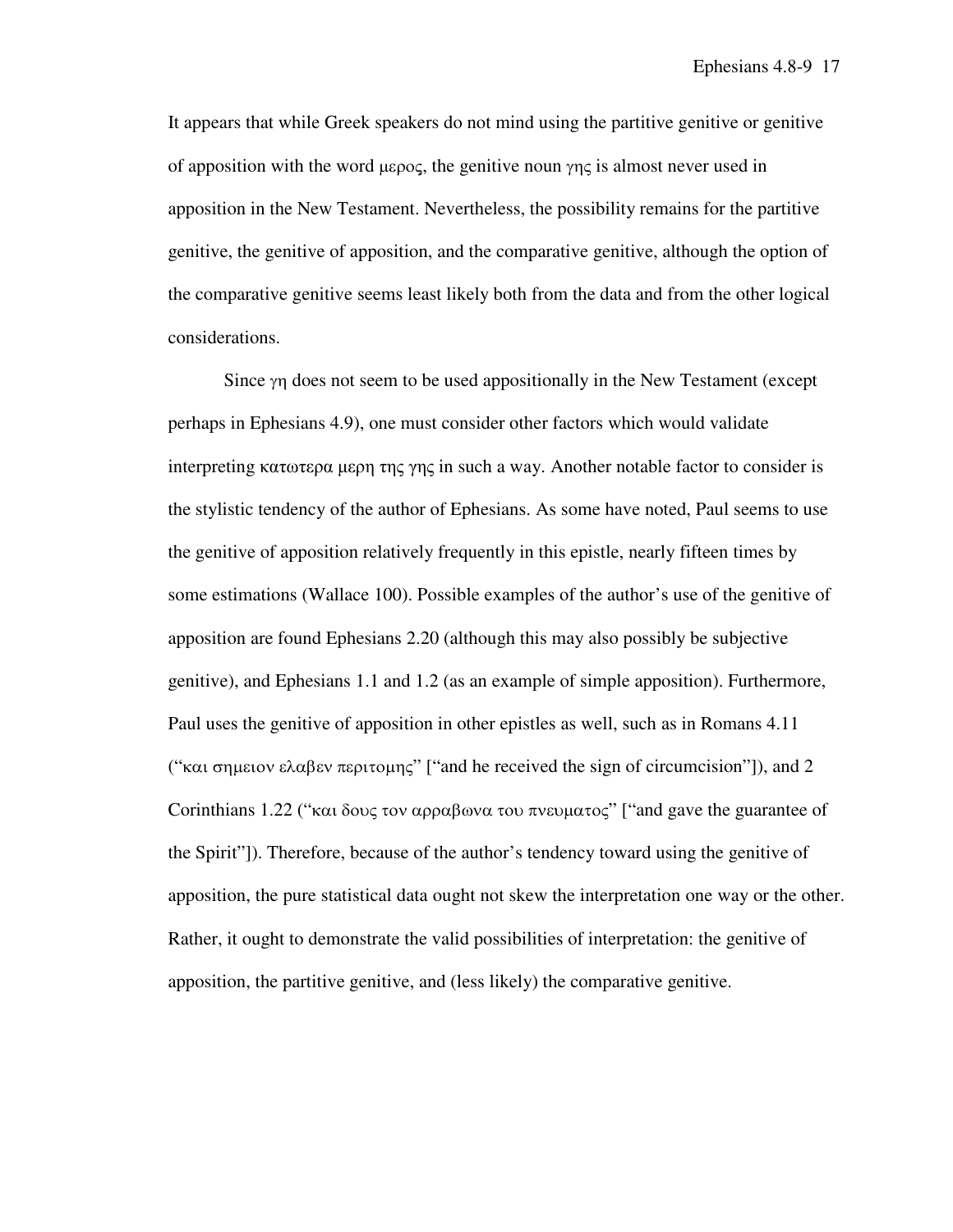It appears that while Greek speakers do not mind using the partitive genitive or genitive of apposition with the word μερος, the genitive noun γης is almost never used in apposition in the New Testament. Nevertheless, the possibility remains for the partitive genitive, the genitive of apposition, and the comparative genitive, although the option of the comparative genitive seems least likely both from the data and from the other logical considerations.

Since γη does not seem to be used appositionally in the New Testament (except perhaps in Ephesians 4.9), one must consider other factors which would validate interpreting κατωτερα μερη της γης in such a way. Another notable factor to consider is the stylistic tendency of the author of Ephesians. As some have noted, Paul seems to use the genitive of apposition relatively frequently in this epistle, nearly fifteen times by some estimations (Wallace 100). Possible examples of the author's use of the genitive of apposition are found Ephesians 2.20 (although this may also possibly be subjective genitive), and Ephesians 1.1 and 1.2 (as an example of simple apposition). Furthermore, Paul uses the genitive of apposition in other epistles as well, such as in Romans 4.11 ("και σημειον ελαβεν περιτομης" ["and he received the sign of circumcision"]), and 2 Corinthians 1.22 ("και δους τον αρραβωνα του πνευματος" ["and gave the guarantee of the Spirit"]). Therefore, because of the author's tendency toward using the genitive of apposition, the pure statistical data ought not skew the interpretation one way or the other. Rather, it ought to demonstrate the valid possibilities of interpretation: the genitive of apposition, the partitive genitive, and (less likely) the comparative genitive.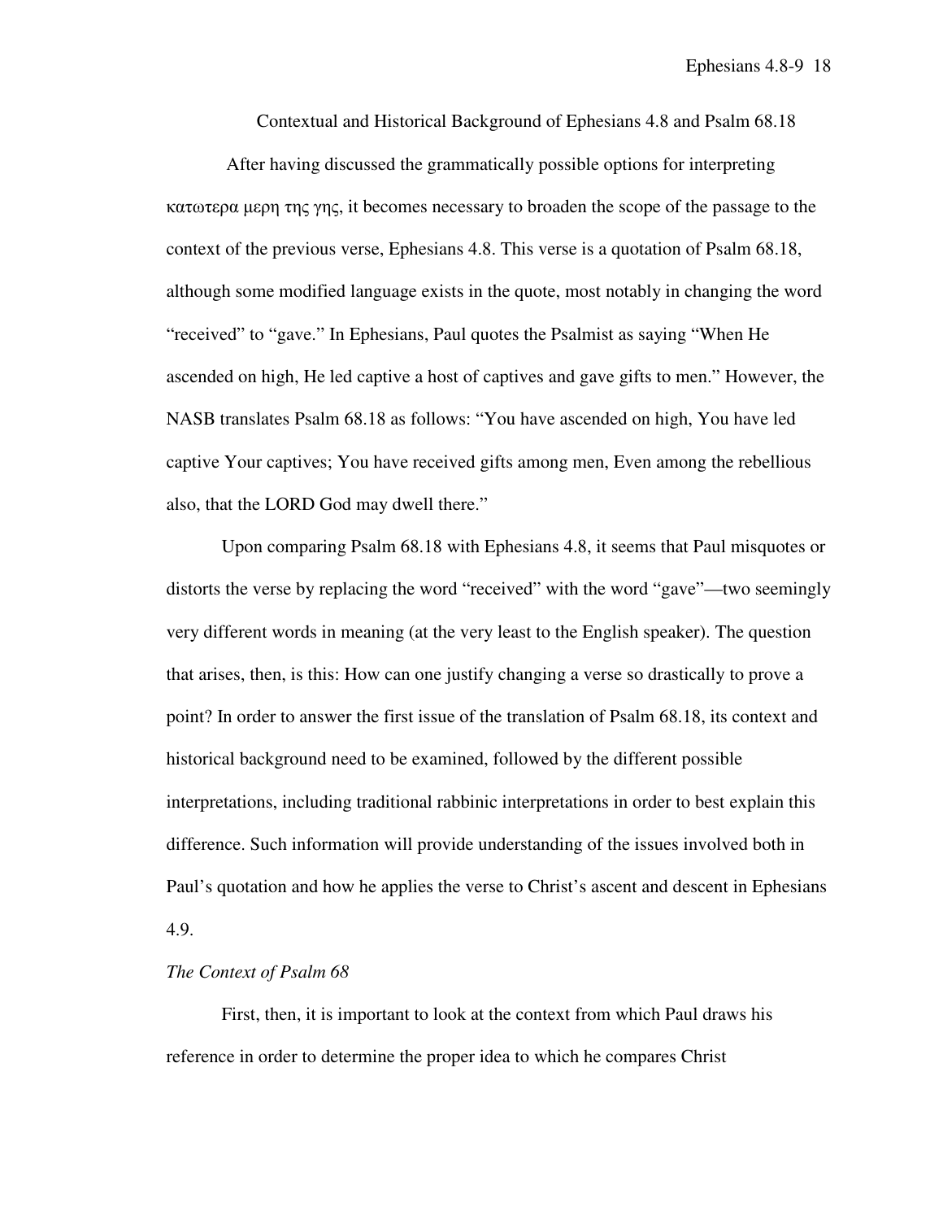## Contextual and Historical Background of Ephesians 4.8 and Psalm 68.18

After having discussed the grammatically possible options for interpreting κατωτερα μερη της γης, it becomes necessary to broaden the scope of the passage to the context of the previous verse, Ephesians 4.8. This verse is a quotation of Psalm 68.18, although some modified language exists in the quote, most notably in changing the word "received" to "gave." In Ephesians, Paul quotes the Psalmist as saying "When He ascended on high, He led captive a host of captives and gave gifts to men." However, the NASB translates Psalm 68.18 as follows: "You have ascended on high, You have led captive Your captives; You have received gifts among men, Even among the rebellious also, that the LORD God may dwell there."

Upon comparing Psalm 68.18 with Ephesians 4.8, it seems that Paul misquotes or distorts the verse by replacing the word "received" with the word "gave"—two seemingly very different words in meaning (at the very least to the English speaker). The question that arises, then, is this: How can one justify changing a verse so drastically to prove a point? In order to answer the first issue of the translation of Psalm 68.18, its context and historical background need to be examined, followed by the different possible interpretations, including traditional rabbinic interpretations in order to best explain this difference. Such information will provide understanding of the issues involved both in Paul's quotation and how he applies the verse to Christ's ascent and descent in Ephesians 4.9.

### *The Context of Psalm 68*

First, then, it is important to look at the context from which Paul draws his reference in order to determine the proper idea to which he compares Christ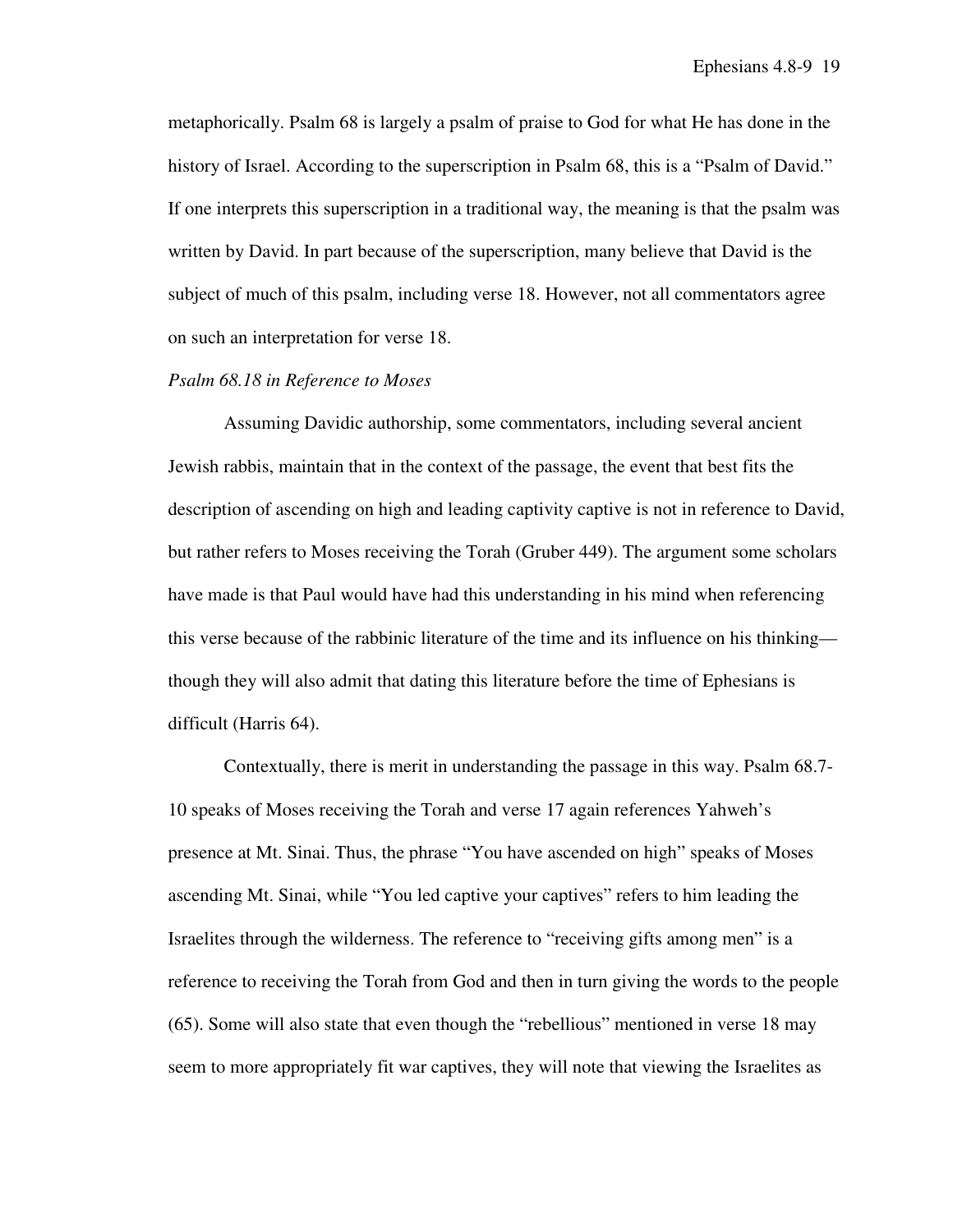metaphorically. Psalm 68 is largely a psalm of praise to God for what He has done in the history of Israel. According to the superscription in Psalm 68, this is a "Psalm of David." If one interprets this superscription in a traditional way, the meaning is that the psalm was written by David. In part because of the superscription, many believe that David is the subject of much of this psalm, including verse 18. However, not all commentators agree on such an interpretation for verse 18.

*Psalm 68.18 in Reference to Moses*

Assuming Davidic authorship, some commentators, including several ancient Jewish rabbis, maintain that in the context of the passage, the event that best fits the description of ascending on high and leading captivity captive is not in reference to David, but rather refers to Moses receiving the Torah (Gruber 449). The argument some scholars have made is that Paul would have had this understanding in his mind when referencing this verse because of the rabbinic literature of the time and its influence on his thinking—though they will also admit that dating this literature before the time of Ephesians is difficult (Harris 64).

Contextually, there is merit in understanding the passage in this way. Psalm 68.7-10 speaks of Moses receiving the Torah and verse 17 again references Yahweh's presence at Mt. Sinai. Thus, the phrase "You have ascended on high" speaks of Moses ascending Mt. Sinai, while "You led captive your captives" refers to him leading the Israelites through the wilderness. The reference to "receiving gifts among men" is a reference to receiving the Torah from God and then in turn giving the words to the people (65). Some will also state that even though the "rebellious" mentioned in verse 18 may seem to more appropriately fit war captives, they will note that viewing the Israelites as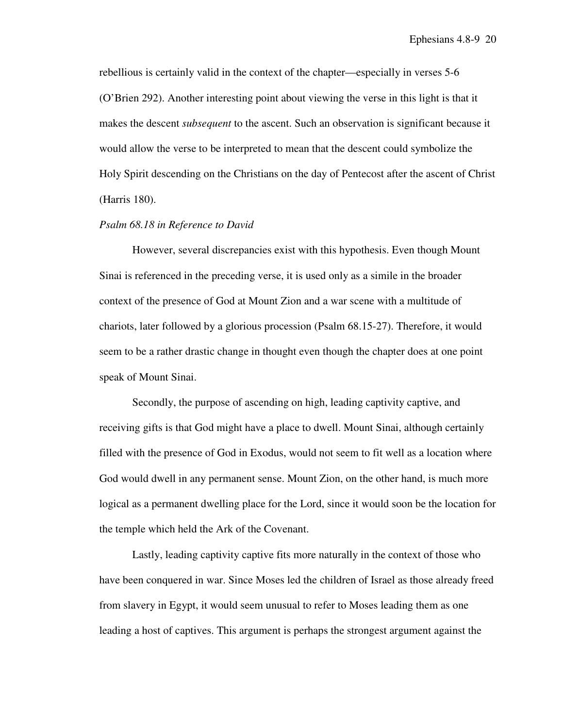rebellious is certainly valid in the context of the chapter—especially in verses 5-6 (O'Brien 292). Another interesting point about viewing the verse in this light is that it makes the descent *subsequent* to the ascent. Such an observation is significant because it would allow the verse to be interpreted to mean that the descent could symbolize the Holy Spirit descending on the Christians on the day of Pentecost after the ascent of Christ (Harris 180).

*Psalm 68.18 in Reference to David*

However, several discrepancies exist with this hypothesis. Even though Mount Sinai is referenced in the preceding verse, it is used only as a simile in the broader context of the presence of God at Mount Zion and a war scene with a multitude of chariots, later followed by a glorious procession (Psalm 68.15-27). Therefore, it would seem to be a rather drastic change in thought even though the chapter does at one point speak of Mount Sinai.

Secondly, the purpose of ascending on high, leading captivity captive, and receiving gifts is that God might have a place to dwell. Mount Sinai, although certainly filled with the presence of God in Exodus, would not seem to fit well as a location where God would dwell in any permanent sense. Mount Zion, on the other hand, is much more logical as a permanent dwelling place for the Lord, since it would soon be the location for the temple which held the Ark of the Covenant.

Lastly, leading captivity captive fits more naturally in the context of those who have been conquered in war. Since Moses led the children of Israel as those already freed from slavery in Egypt, it would seem unusual to refer to Moses leading them as one leading a host of captives. This argument is perhaps the strongest argument against the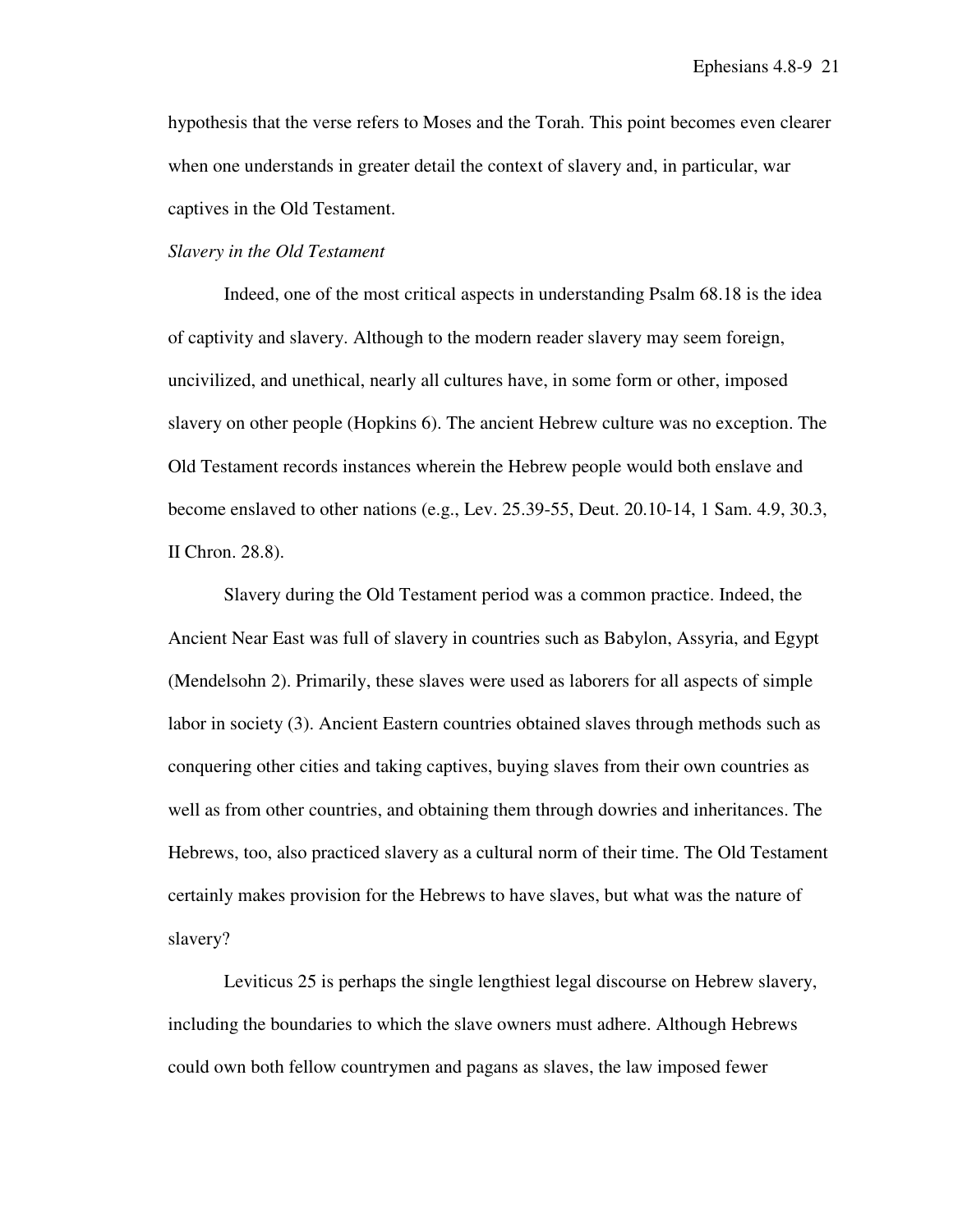hypothesis that the verse refers to Moses and the Torah. This point becomes even clearer when one understands in greater detail the context of slavery and, in particular, war captives in the Old Testament.

*Slavery in the Old Testament*

Indeed, one of the most critical aspects in understanding Psalm 68.18 is the idea of captivity and slavery. Although to the modern reader slavery may seem foreign, uncivilized, and unethical, nearly all cultures have, in some form or other, imposed slavery on other people (Hopkins 6). The ancient Hebrew culture was no exception. The Old Testament records instances wherein the Hebrew people would both enslave and become enslaved to other nations (e.g., Lev. 25.39-55, Deut. 20.10-14, 1 Sam. 4.9, 30.3, II Chron. 28.8).

Slavery during the Old Testament period was a common practice. Indeed, the Ancient Near East was full of slavery in countries such as Babylon, Assyria, and Egypt (Mendelsohn 2). Primarily, these slaves were used as laborers for all aspects of simple labor in society (3). Ancient Eastern countries obtained slaves through methods such as conquering other cities and taking captives, buying slaves from their own countries as well as from other countries, and obtaining them through dowries and inheritances. The Hebrews, too, also practiced slavery as a cultural norm of their time. The Old Testament certainly makes provision for the Hebrews to have slaves, but what was the nature of slavery?

Leviticus 25 is perhaps the single lengthiest legal discourse on Hebrew slavery, including the boundaries to which the slave owners must adhere. Although Hebrews could own both fellow countrymen and pagans as slaves, the law imposed fewer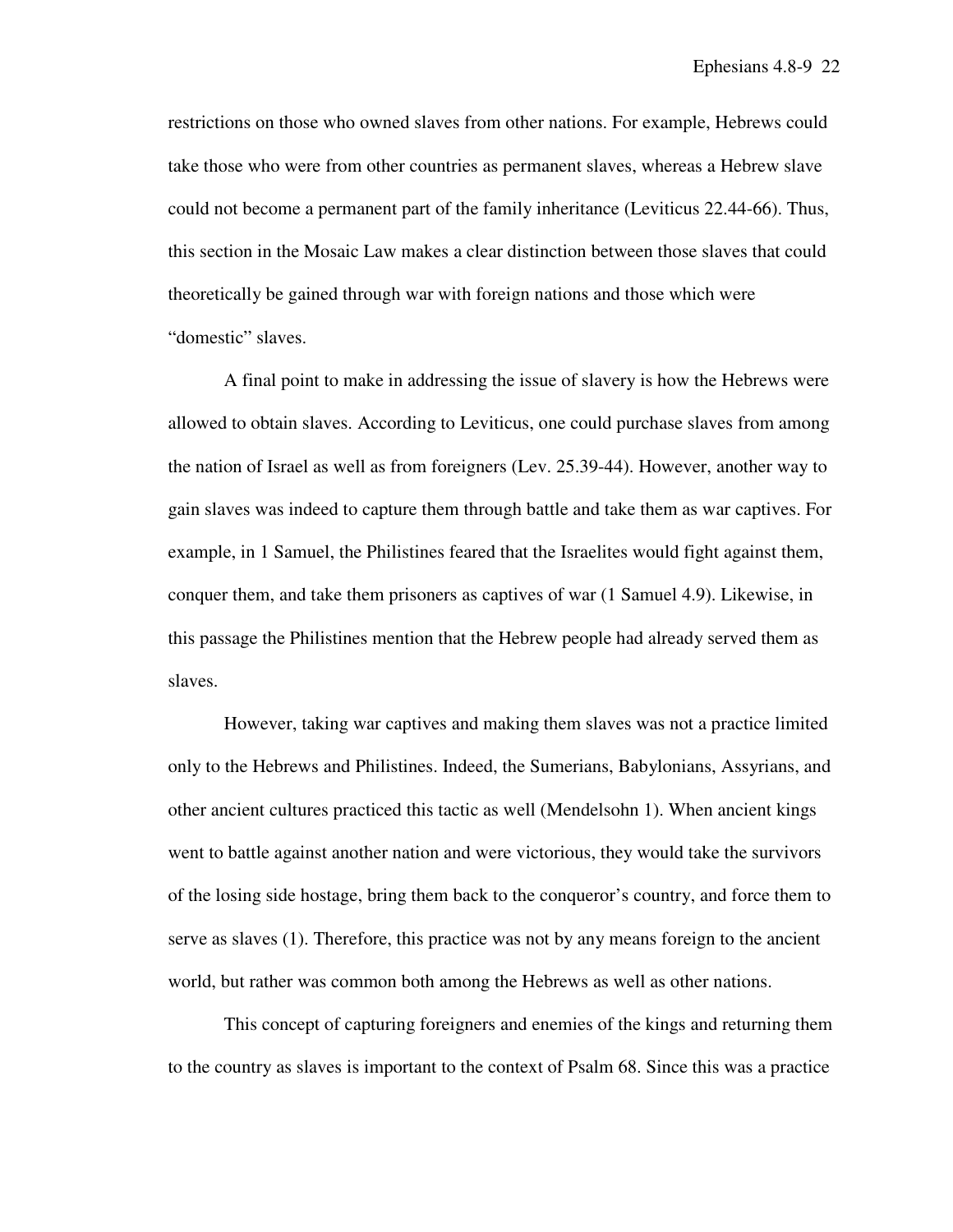restrictions on those who owned slaves from other nations. For example, Hebrews could take those who were from other countries as permanent slaves, whereas a Hebrew slave could not become a permanent part of the family inheritance (Leviticus 22.44-66). Thus, this section in the Mosaic Law makes a clear distinction between those slaves that could theoretically be gained through war with foreign nations and those which were "domestic" slaves.

A final point to make in addressing the issue of slavery is how the Hebrews were allowed to obtain slaves. According to Leviticus, one could purchase slaves from among the nation of Israel as well as from foreigners (Lev. 25.39-44). However, another way to gain slaves was indeed to capture them through battle and take them as war captives. For example, in 1 Samuel, the Philistines feared that the Israelites would fight against them, conquer them, and take them prisoners as captives of war (1 Samuel 4.9). Likewise, in this passage the Philistines mention that the Hebrew people had already served them as slaves.

However, taking war captives and making them slaves was not a practice limited only to the Hebrews and Philistines. Indeed, the Sumerians, Babylonians, Assyrians, and other ancient cultures practiced this tactic as well (Mendelsohn 1). When ancient kings went to battle against another nation and were victorious, they would take the survivors of the losing side hostage, bring them back to the conqueror's country, and force them to serve as slaves (1). Therefore, this practice was not by any means foreign to the ancient world, but rather was common both among the Hebrews as well as other nations.

This concept of capturing foreigners and enemies of the kings and returning them to the country as slaves is important to the context of Psalm 68. Since this was a practice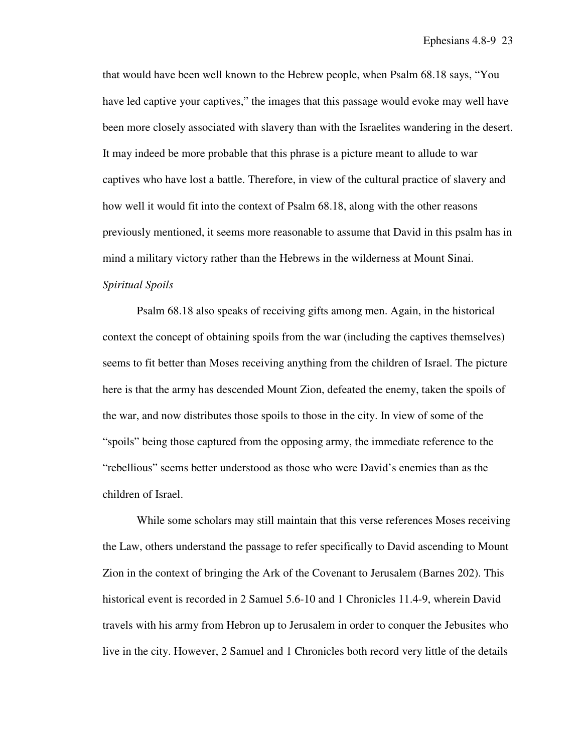that would have been well known to the Hebrew people, when Psalm 68.18 says, "You have led captive your captives," the images that this passage would evoke may well have been more closely associated with slavery than with the Israelites wandering in the desert. It may indeed be more probable that this phrase is a picture meant to allude to war captives who have lost a battle. Therefore, in view of the cultural practice of slavery and how well it would fit into the context of Psalm 68.18, along with the other reasons previously mentioned, it seems more reasonable to assume that David in this psalm has in mind a military victory rather than the Hebrews in the wilderness at Mount Sinai.

*Spiritual Spoils*

Psalm 68.18 also speaks of receiving gifts among men. Again, in the historical context the concept of obtaining spoils from the war (including the captives themselves) seems to fit better than Moses receiving anything from the children of Israel. The picture here is that the army has descended Mount Zion, defeated the enemy, taken the spoils of the war, and now distributes those spoils to those in the city. In view of some of the "spoils" being those captured from the opposing army, the immediate reference to the "rebellious" seems better understood as those who were David's enemies than as the children of Israel.

While some scholars may still maintain that this verse references Moses receiving the Law, others understand the passage to refer specifically to David ascending to Mount Zion in the context of bringing the Ark of the Covenant to Jerusalem (Barnes 202). This historical event is recorded in 2 Samuel 5.6-10 and 1 Chronicles 11.4-9, wherein David travels with his army from Hebron up to Jerusalem in order to conquer the Jebusites who live in the city. However, 2 Samuel and 1 Chronicles both record very little of the details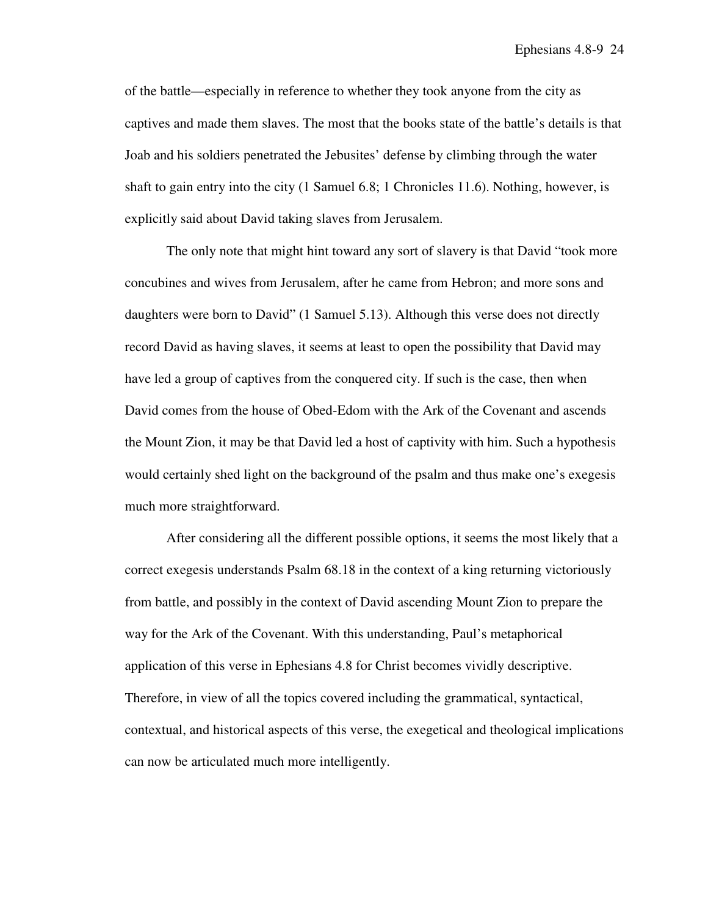of the battle—especially in reference to whether they took anyone from the city as captives and made them slaves. The most that the books state of the battle's details is that Joab and his soldiers penetrated the Jebusites' defense by climbing through the water shaft to gain entry into the city (1 Samuel 6.8; 1 Chronicles 11.6). Nothing, however, is explicitly said about David taking slaves from Jerusalem.

The only note that might hint toward any sort of slavery is that David "took more concubines and wives from Jerusalem, after he came from Hebron; and more sons and daughters were born to David" (1 Samuel 5.13). Although this verse does not directly record David as having slaves, it seems at least to open the possibility that David may have led a group of captives from the conquered city. If such is the case, then when David comes from the house of Obed-Edom with the Ark of the Covenant and ascends the Mount Zion, it may be that David led a host of captivity with him. Such a hypothesis would certainly shed light on the background of the psalm and thus make one's exegesis much more straightforward.

After considering all the different possible options, it seems the most likely that a correct exegesis understands Psalm 68.18 in the context of a king returning victoriously from battle, and possibly in the context of David ascending Mount Zion to prepare the way for the Ark of the Covenant. With this understanding, Paul's metaphorical application of this verse in Ephesians 4.8 for Christ becomes vividly descriptive. Therefore, in view of all the topics covered including the grammatical, syntactical, contextual, and historical aspects of this verse, the exegetical and theological implications can now be articulated much more intelligently.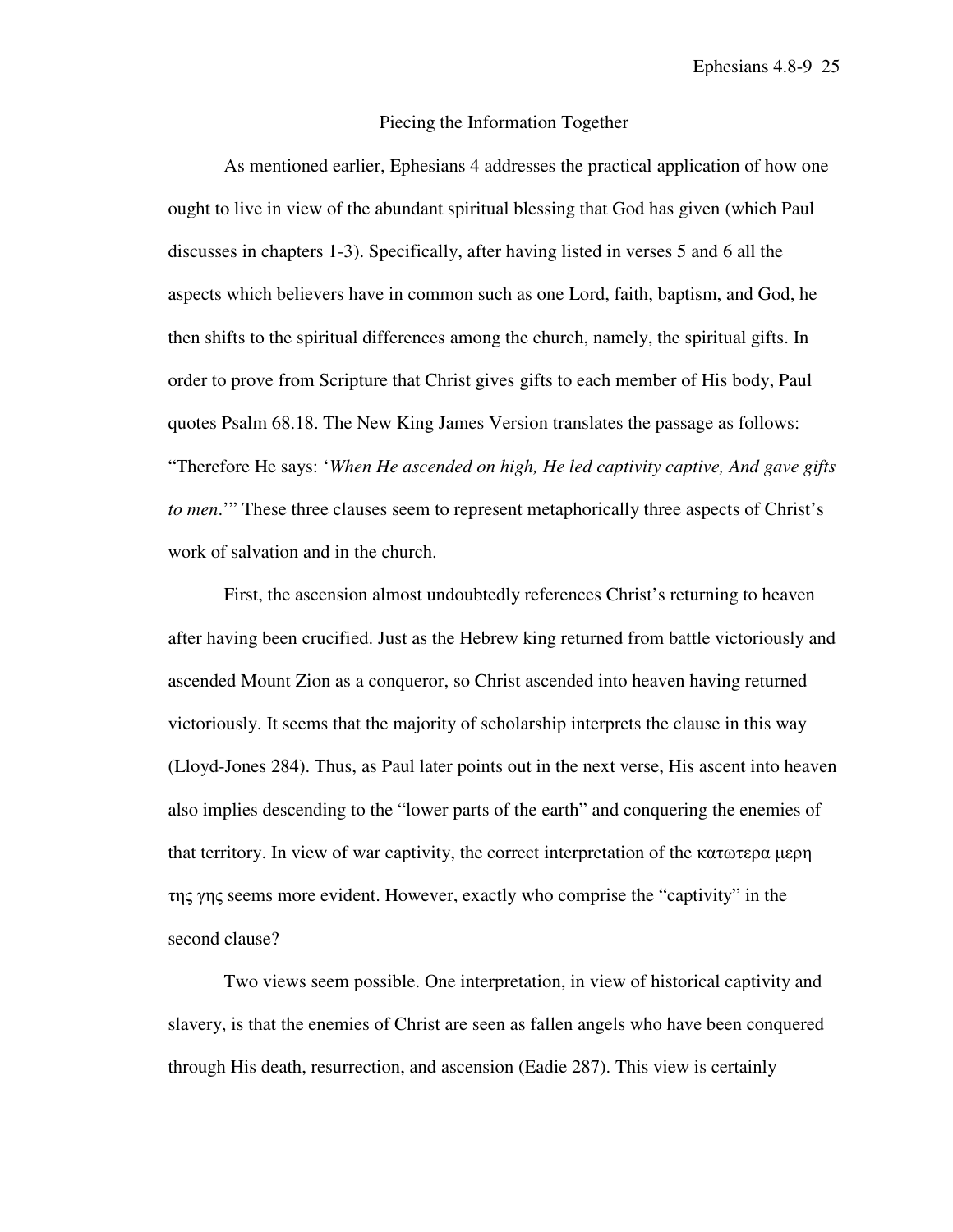## Piecing the Information Together

As mentioned earlier, Ephesians 4 addresses the practical application of how one ought to live in view of the abundant spiritual blessing that God has given (which Paul discusses in chapters 1-3). Specifically, after having listed in verses 5 and 6 all the aspects which believers have in common such as one Lord, faith, baptism, and God, he then shifts to the spiritual differences among the church, namely, the spiritual gifts. In order to prove from Scripture that Christ gives gifts to each member of His body, Paul quotes Psalm 68.18. The New King James Version translates the passage as follows: "Therefore He says: '*When He ascended on high, He led captivity captive, And gave gifts to men*.'" These three clauses seem to represent metaphorically three aspects of Christ's work of salvation and in the church.

First, the ascension almost undoubtedly references Christ's returning to heaven after having been crucified. Just as the Hebrew king returned from battle victoriously and ascended Mount Zion as a conqueror, so Christ ascended into heaven having returned victoriously. It seems that the majority of scholarship interprets the clause in this way (Lloyd-Jones 284). Thus, as Paul later points out in the next verse, His ascent into heaven also implies descending to the "lower parts of the earth" and conquering the enemies of that territory. In view of war captivity, the correct interpretation of the κατωτερα μερη της γης seems more evident. However, exactly who comprise the "captivity" in the second clause?

Two views seem possible. One interpretation, in view of historical captivity and slavery, is that the enemies of Christ are seen as fallen angels who have been conquered through His death, resurrection, and ascension (Eadie 287). This view is certainly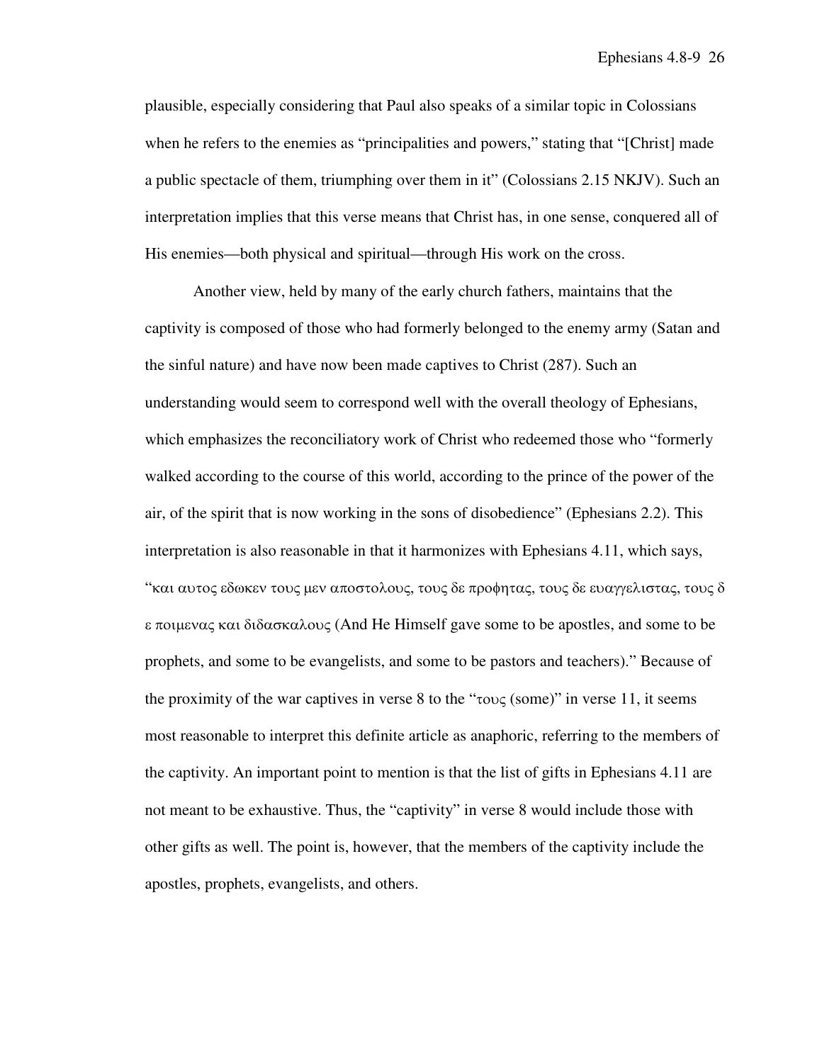plausible, especially considering that Paul also speaks of a similar topic in Colossians when he refers to the enemies as "principalities and powers," stating that "[Christ] made a public spectacle of them, triumphing over them in it" (Colossians 2.15 NKJV). Such an interpretation implies that this verse means that Christ has, in one sense, conquered all of His enemies—both physical and spiritual—through His work on the cross.

Another view, held by many of the early church fathers, maintains that the captivity is composed of those who had formerly belonged to the enemy army (Satan and the sinful nature) and have now been made captives to Christ (287). Such an understanding would seem to correspond well with the overall theology of Ephesians, which emphasizes the reconciliatory work of Christ who redeemed those who "formerly walked according to the course of this world, according to the prince of the power of the air, of the spirit that is now working in the sons of disobedience" (Ephesians 2.2). This interpretation is also reasonable in that it harmonizes with Ephesians 4.11, which says, "και αυτος εδωκεν τους μεν αποστολους, τους δε προφητας, τους δε ευαγγελιστας, τους δ ε ποιμενας και διδασκαλους (And He Himself gave some to be apostles, and some to be prophets, and some to be evangelists, and some to be pastors and teachers)." Because of the proximity of the war captives in verse 8 to the "τους (some)" in verse 11, it seems most reasonable to interpret this definite article as anaphoric, referring to the members of the captivity. An important point to mention is that the list of gifts in Ephesians 4.11 are not meant to be exhaustive. Thus, the "captivity" in verse 8 would include those with other gifts as well. The point is, however, that the members of the captivity include the apostles, prophets, evangelists, and others.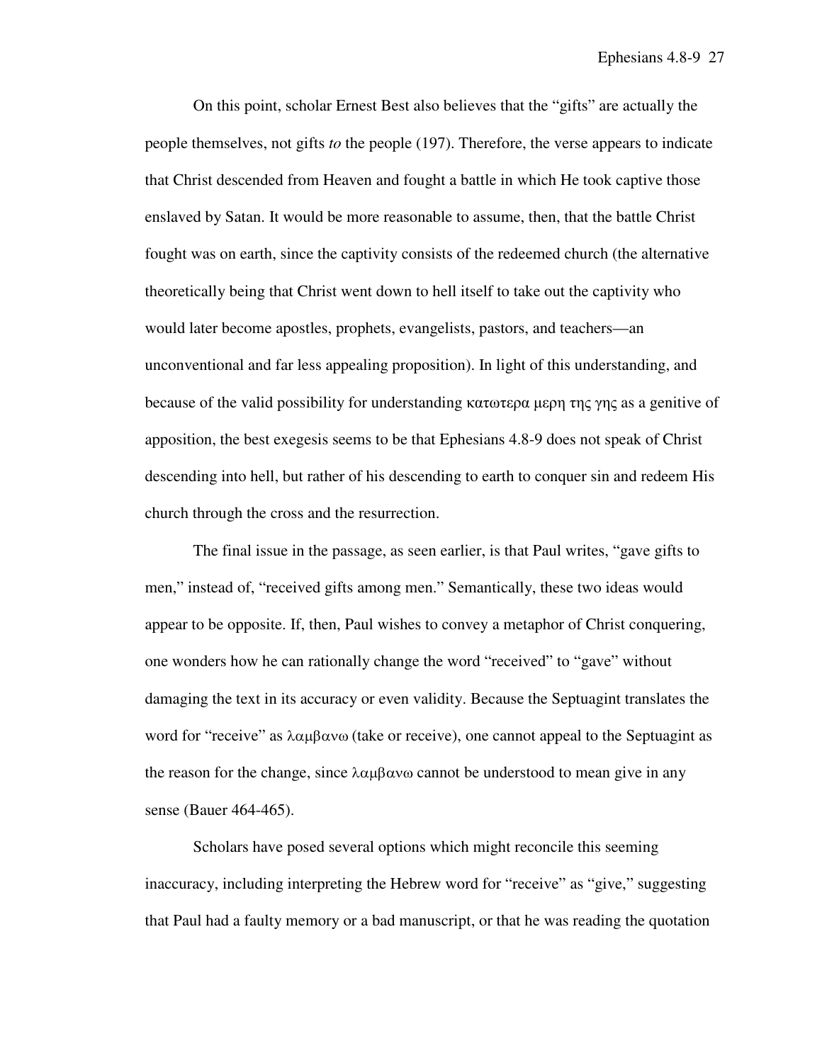On this point, scholar Ernest Best also believes that the "gifts" are actually the people themselves, not gifts *to* the people (197). Therefore, the verse appears to indicate that Christ descended from Heaven and fought a battle in which He took captive those enslaved by Satan. It would be more reasonable to assume, then, that the battle Christ fought was on earth, since the captivity consists of the redeemed church (the alternative theoretically being that Christ went down to hell itself to take out the captivity who would later become apostles, prophets, evangelists, pastors, and teachers—an unconventional and far less appealing proposition). In light of this understanding, and because of the valid possibility for understanding κατωτερα μερη της γης as a genitive of apposition, the best exegesis seems to be that Ephesians 4.8-9 does not speak of Christ descending into hell, but rather of his descending to earth to conquer sin and redeem His church through the cross and the resurrection.

The final issue in the passage, as seen earlier, is that Paul writes, "gave gifts to men," instead of, "received gifts among men." Semantically, these two ideas would appear to be opposite. If, then, Paul wishes to convey a metaphor of Christ conquering, one wonders how he can rationally change the word "received" to "gave" without damaging the text in its accuracy or even validity. Because the Septuagint translates the word for "receive" as λαμβανω (take or receive), one cannot appeal to the Septuagint as the reason for the change, since λαμβανω cannot be understood to mean give in any sense (Bauer 464-465).

Scholars have posed several options which might reconcile this seeming inaccuracy, including interpreting the Hebrew word for "receive" as "give," suggesting that Paul had a faulty memory or a bad manuscript, or that he was reading the quotation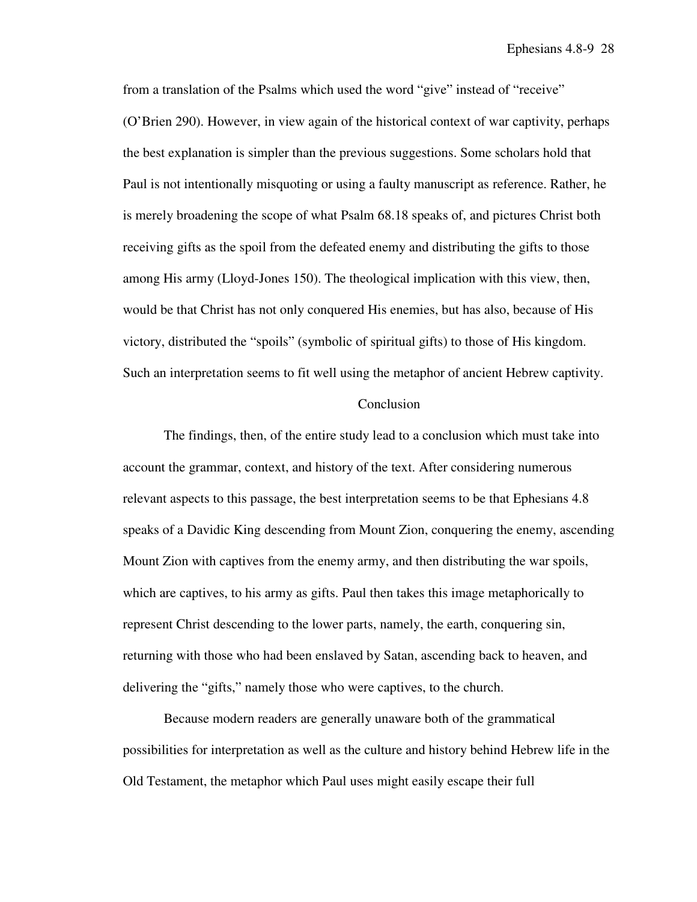from a translation of the Psalms which used the word "give" instead of "receive" (O'Brien 290). However, in view again of the historical context of war captivity, perhaps the best explanation is simpler than the previous suggestions. Some scholars hold that Paul is not intentionally misquoting or using a faulty manuscript as reference. Rather, he is merely broadening the scope of what Psalm 68.18 speaks of, and pictures Christ both receiving gifts as the spoil from the defeated enemy and distributing the gifts to those among His army (Lloyd-Jones 150). The theological implication with this view, then, would be that Christ has not only conquered His enemies, but has also, because of His victory, distributed the "spoils" (symbolic of spiritual gifts) to those of His kingdom. Such an interpretation seems to fit well using the metaphor of ancient Hebrew captivity.

## Conclusion

The findings, then, of the entire study lead to a conclusion which must take into account the grammar, context, and history of the text. After considering numerous relevant aspects to this passage, the best interpretation seems to be that Ephesians 4.8 speaks of a Davidic King descending from Mount Zion, conquering the enemy, ascending Mount Zion with captives from the enemy army, and then distributing the war spoils, which are captives, to his army as gifts. Paul then takes this image metaphorically to represent Christ descending to the lower parts, namely, the earth, conquering sin, returning with those who had been enslaved by Satan, ascending back to heaven, and delivering the "gifts," namely those who were captives, to the church.

Because modern readers are generally unaware both of the grammatical possibilities for interpretation as well as the culture and history behind Hebrew life in the Old Testament, the metaphor which Paul uses might easily escape their full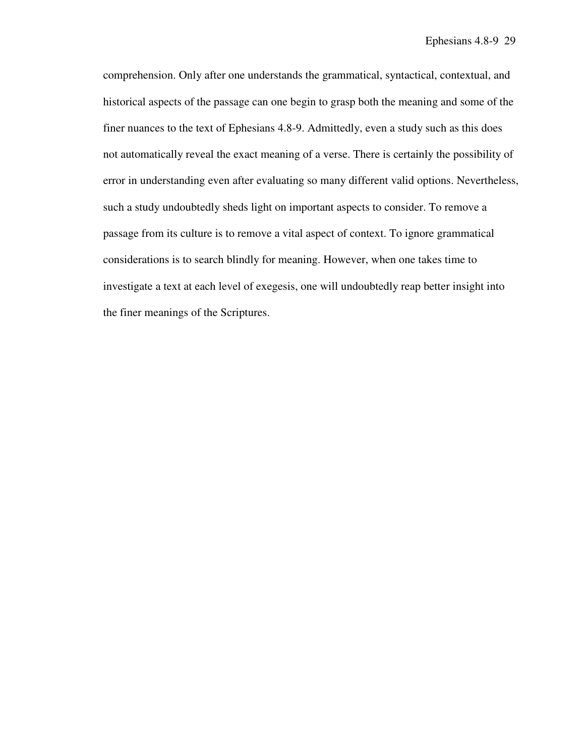comprehension. Only after one understands the grammatical, syntactical, contextual, and historical aspects of the passage can one begin to grasp both the meaning and some of the finer nuances to the text of Ephesians 4.8-9. Admittedly, even a study such as this does not automatically reveal the exact meaning of a verse. There is certainly the possibility of error in understanding even after evaluating so many different valid options. Nevertheless, such a study undoubtedly sheds light on important aspects to consider. To remove a passage from its culture is to remove a vital aspect of context. To ignore grammatical considerations is to search blindly for meaning. However, when one takes time to investigate a text at each level of exegesis, one will undoubtedly reap better insight into the finer meanings of the Scriptures.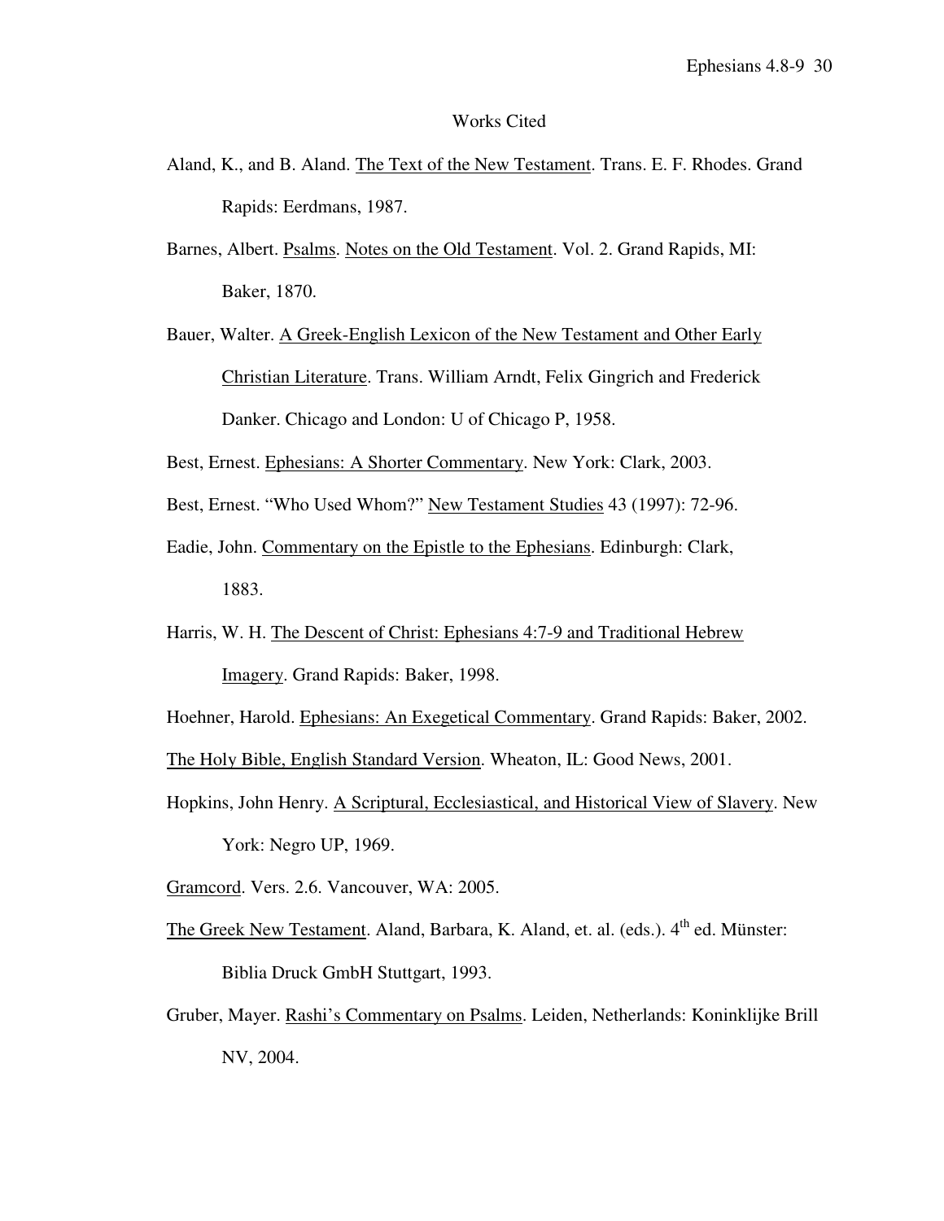# Works Cited

Aland, K., and B. Aland. The Text of the New Testament. Trans. E. F. Rhodes. Grand Rapids: Eerdmans, 1987.

Barnes, Albert. Psalms. Notes on the Old Testament. Vol. 2. Grand Rapids, MI: Baker, 1870.

Bauer, Walter. A Greek-English Lexicon of the New Testament and Other Early Christian Literature. Trans. William Arndt, Felix Gingrich and Frederick Danker. Chicago and London: U of Chicago P, 1958.

Best, Ernest. Ephesians: A Shorter Commentary. New York: Clark, 2003.

Best, Ernest. "Who Used Whom?" New Testament Studies 43 (1997): 72-96.

Eadie, John. Commentary on the Epistle to the Ephesians. Edinburgh: Clark, 1883.

Harris, W. H. The Descent of Christ: Ephesians 4:7-9 and Traditional Hebrew Imagery. Grand Rapids: Baker, 1998.

Hoehner, Harold. Ephesians: An Exegetical Commentary. Grand Rapids: Baker, 2002.

The Holy Bible, English Standard Version. Wheaton, IL: Good News, 2001.

Hopkins, John Henry. A Scriptural, Ecclesiastical, and Historical View of Slavery. New York: Negro UP, 1969.

Gramcord. Vers. 2.6. Vancouver, WA: 2005.

The Greek New Testament. Aland, Barbara, K. Aland, et. al. (eds.). 4th ed. Münster: Biblia Druck GmbH Stuttgart, 1993.

Gruber, Mayer. Rashi's Commentary on Psalms. Leiden, Netherlands: Koninklijke Brill NV, 2004.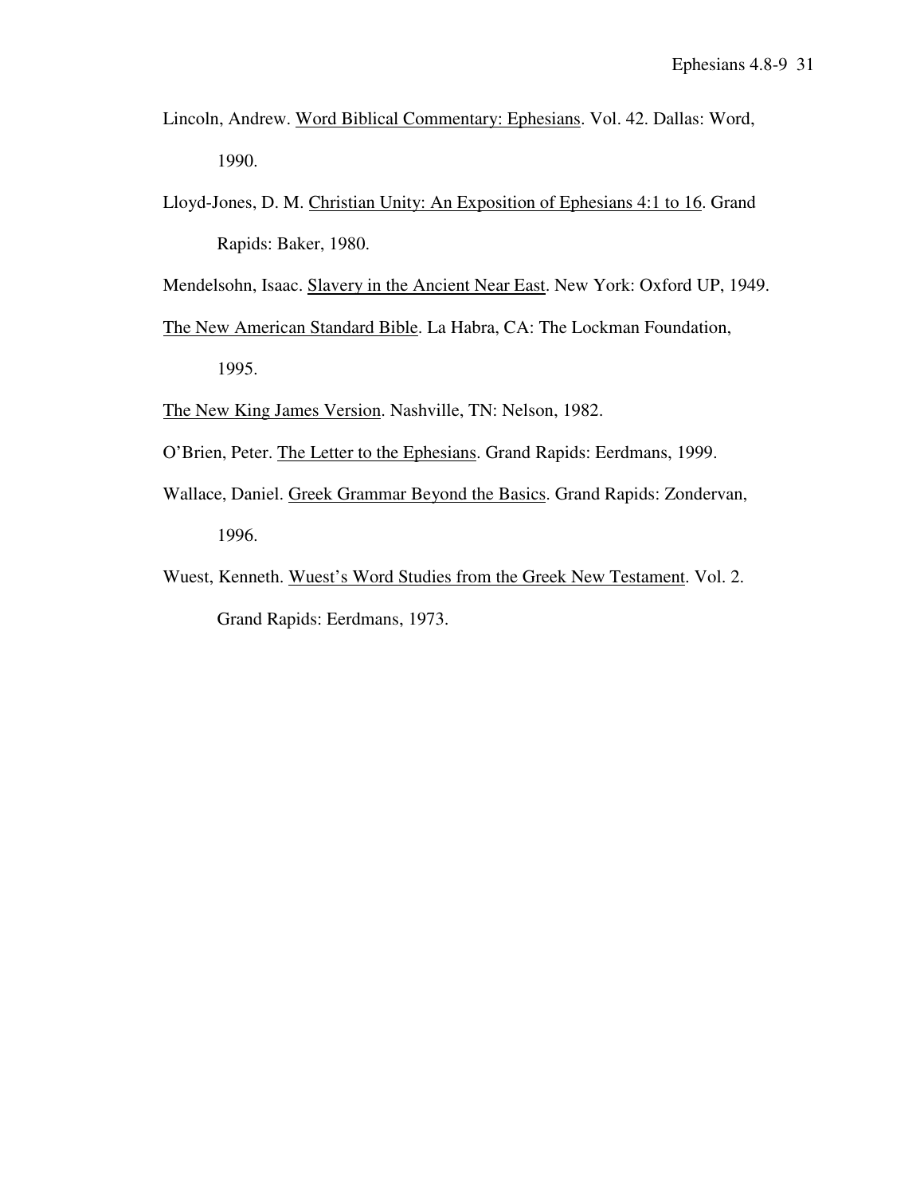Lincoln, Andrew. <u>Word Biblical Commentary: Ephesians</u>. Vol. 42. Dallas: Word, 1990.

Lloyd-Jones, D. M. <u>Christian Unity: An Exposition of Ephesians 4:1 to 16</u>. Grand Rapids: Baker, 1980.

Mendelsohn, Isaac. <u>Slavery in the Ancient Near East</u>. New York: Oxford UP, 1949.

<u>The New American Standard Bible</u>. La Habra, CA: The Lockman Foundation, 1995.

<u>The New King James Version</u>. Nashville, TN: Nelson, 1982.

O'Brien, Peter. <u>The Letter to the Ephesians</u>. Grand Rapids: Eerdmans, 1999.

Wallace, Daniel. <u>Greek Grammar Beyond the Basics</u>. Grand Rapids: Zondervan, 1996.

Wuest, Kenneth. <u>Wuest's Word Studies from the Greek New Testament</u>. Vol. 2. Grand Rapids: Eerdmans, 1973.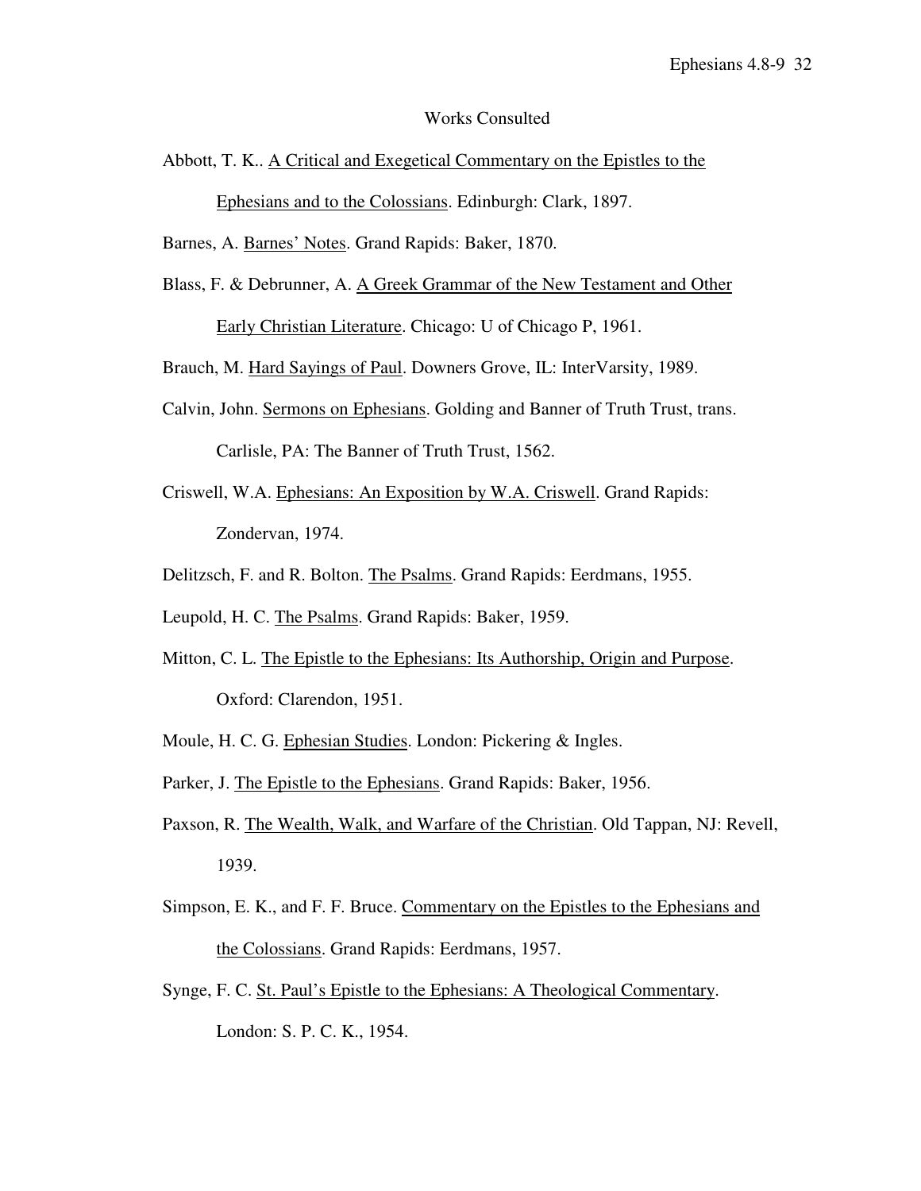## Works Consulted

Abbott, T. K.. A Critical and Exegetical Commentary on the Epistles to the Ephesians and to the Colossians. Edinburgh: Clark, 1897.

Barnes, A. Barnes' Notes. Grand Rapids: Baker, 1870.

Blass, F. & Debrunner, A. A Greek Grammar of the New Testament and Other Early Christian Literature. Chicago: U of Chicago P, 1961.

Brauch, M. Hard Sayings of Paul. Downers Grove, IL: InterVarsity, 1989.

Calvin, John. Sermons on Ephesians. Golding and Banner of Truth Trust, trans. Carlisle, PA: The Banner of Truth Trust, 1562.

Criswell, W.A. Ephesians: An Exposition by W.A. Criswell. Grand Rapids: Zondervan, 1974.

Delitzsch, F. and R. Bolton. The Psalms. Grand Rapids: Eerdmans, 1955.

Leupold, H. C. The Psalms. Grand Rapids: Baker, 1959.

Mitton, C. L. The Epistle to the Ephesians: Its Authorship, Origin and Purpose. Oxford: Clarendon, 1951.

Moule, H. C. G. Ephesian Studies. London: Pickering & Ingles.

Parker, J. The Epistle to the Ephesians. Grand Rapids: Baker, 1956.

Paxson, R. The Wealth, Walk, and Warfare of the Christian. Old Tappan, NJ: Revell, 1939.

Simpson, E. K., and F. F. Bruce. Commentary on the Epistles to the Ephesians and the Colossians. Grand Rapids: Eerdmans, 1957.

Synge, F. C. St. Paul's Epistle to the Ephesians: A Theological Commentary. London: S. P. C. K., 1954.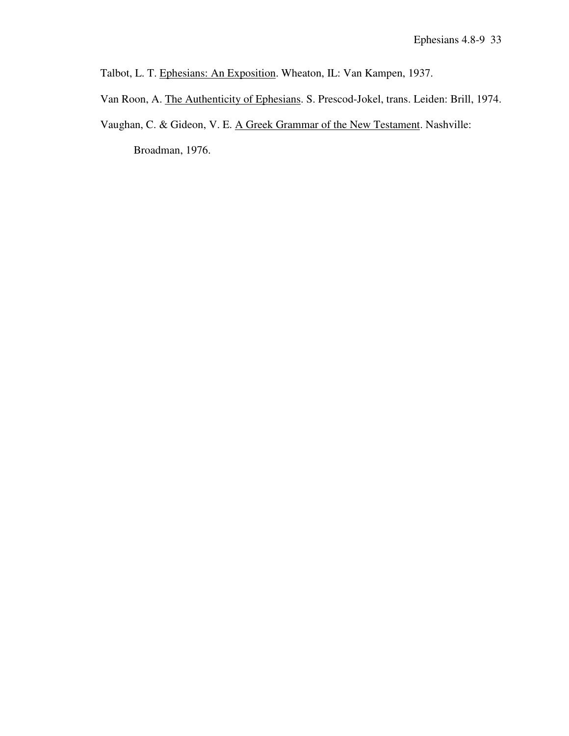Talbot, L. T. Ephesians: An Exposition. Wheaton, IL: Van Kampen, 1937.

Van Roon, A. The Authenticity of Ephesians. S. Prescod-Jokel, trans. Leiden: Brill, 1974.

Vaughan, C. & Gideon, V. E. A Greek Grammar of the New Testament. Nashville: Broadman, 1976.